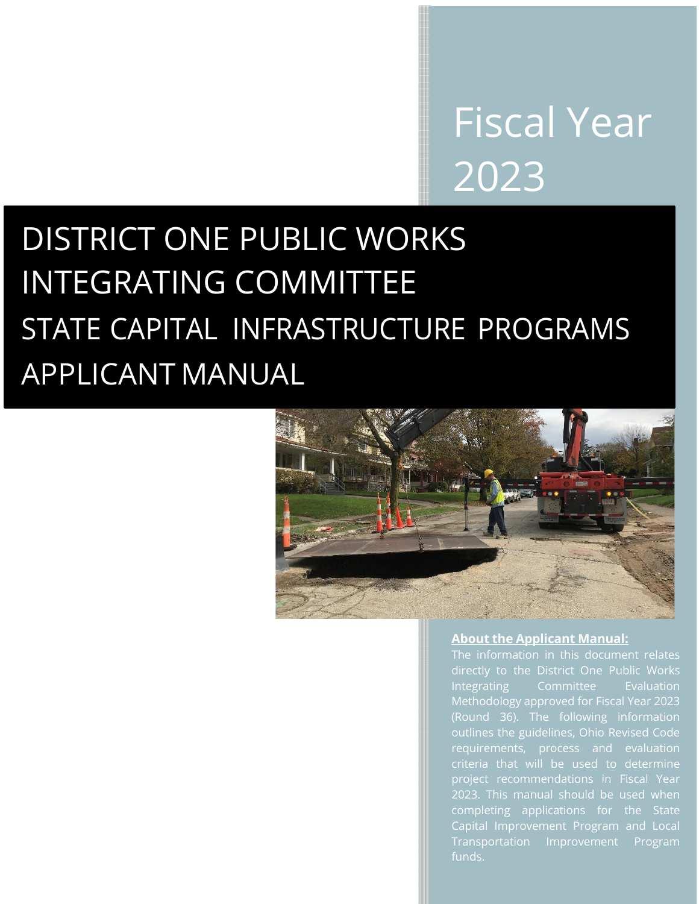# Fiscal Year 2023

# DISTRICT ONE PUBLIC WORKS INTEGRATING COMMITTEE

## STATE CAPITAL INFRASTRUCTURE PROGRAMS APPLICANT MANUAL

**About the Applicant Manual:**

The information in this document relates directly to the District One Public Works Integrating Committee Evaluation Methodology approved for Fiscal Year 2023 (Round 36). The following information outlines the guidelines, Ohio Revised Code requirements, process and evaluation criteria that will be used to determine project recommendations in Fiscal Year 2023. This manual should be used when completing applications for the State Capital Improvement Program and Local Transportation Improvement Program funds.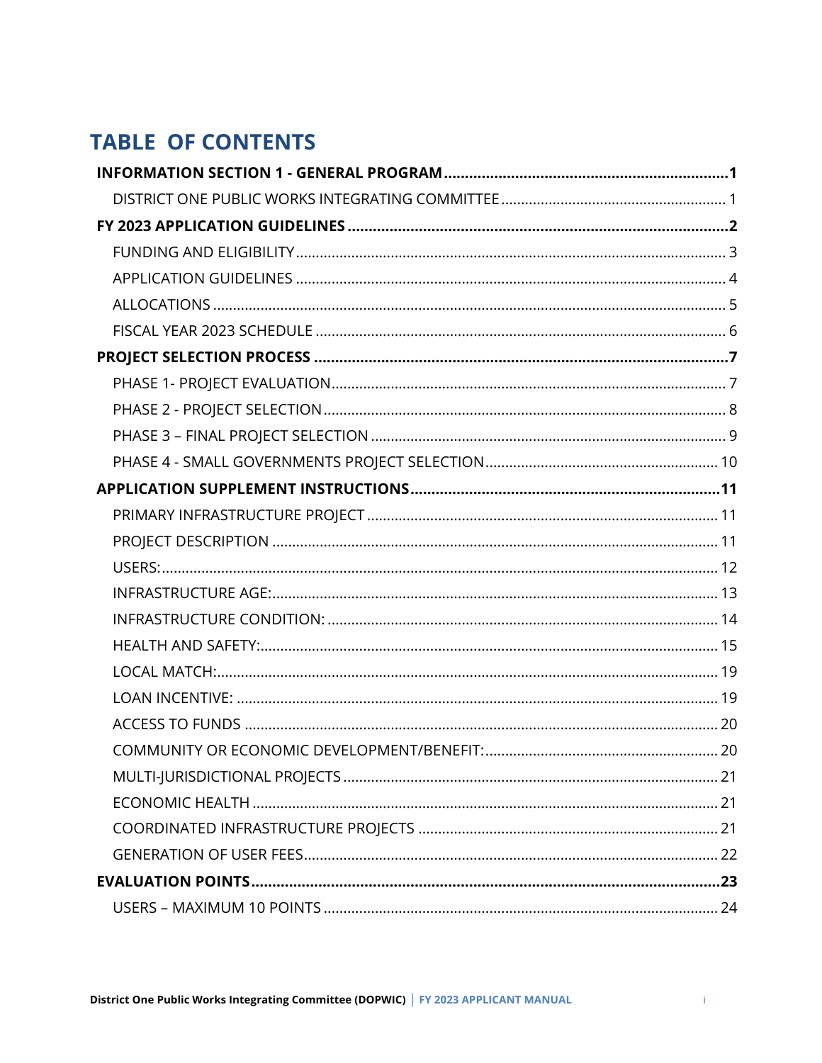# TABLE OF CONTENTS

**INFORMATION SECTION 1 - GENERAL PROGRAM** .......... **1**

- DISTRICT ONE PUBLIC WORKS INTEGRATING COMMITTEE .......... 1

**FY 2023 APPLICATION GUIDELINES** .......... **2**

- FUNDING AND ELIGIBILITY .......... 3
- APPLICATION GUIDELINES .......... 4
- ALLOCATIONS .......... 5
- FISCAL YEAR 2023 SCHEDULE .......... 6

**PROJECT SELECTION PROCESS** .......... **7**

- PHASE 1- PROJECT EVALUATION .......... 7
- PHASE 2 - PROJECT SELECTION .......... 8
- PHASE 3 – FINAL PROJECT SELECTION .......... 9
- PHASE 4 - SMALL GOVERNMENTS PROJECT SELECTION .......... 10

**APPLICATION SUPPLEMENT INSTRUCTIONS** .......... **11**

- PRIMARY INFRASTRUCTURE PROJECT .......... 11
- PROJECT DESCRIPTION .......... 11
- USERS: .......... 12
- INFRASTRUCTURE AGE: .......... 13
- INFRASTRUCTURE CONDITION: .......... 14
- HEALTH AND SAFETY: .......... 15
- LOCAL MATCH: .......... 19
- LOAN INCENTIVE: .......... 19
- ACCESS TO FUNDS .......... 20
- COMMUNITY OR ECONOMIC DEVELOPMENT/BENEFIT: .......... 20
- MULTI-JURISDICTIONAL PROJECTS .......... 21
- ECONOMIC HEALTH .......... 21
- COORDINATED INFRASTRUCTURE PROJECTS .......... 21
- GENERATION OF USER FEES .......... 22

**EVALUATION POINTS** .......... **23**

- USERS – MAXIMUM 10 POINTS .......... 24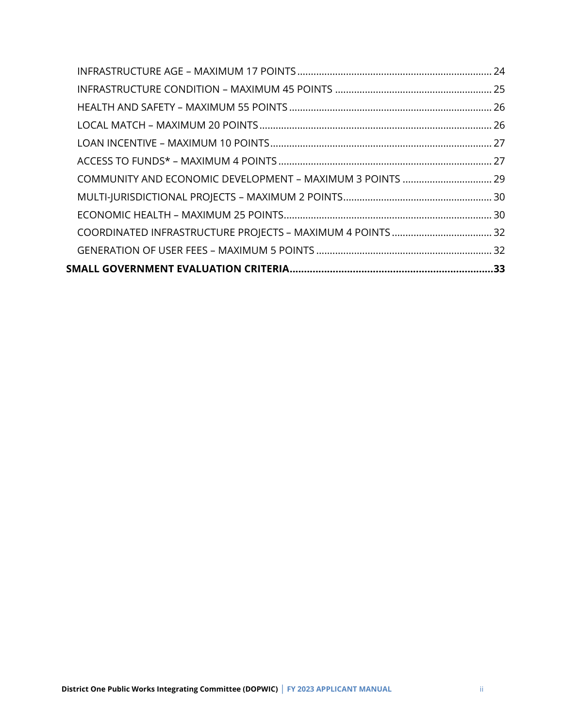- INFRASTRUCTURE AGE – MAXIMUM 17 POINTS ........ 24
- INFRASTRUCTURE CONDITION – MAXIMUM 45 POINTS ........ 25
- HEALTH AND SAFETY – MAXIMUM 55 POINTS ........ 26
- LOCAL MATCH – MAXIMUM 20 POINTS ........ 26
- LOAN INCENTIVE – MAXIMUM 10 POINTS ........ 27
- ACCESS TO FUNDS* – MAXIMUM 4 POINTS ........ 27
- COMMUNITY AND ECONOMIC DEVELOPMENT – MAXIMUM 3 POINTS ........ 29
- MULTI-JURISDICTIONAL PROJECTS – MAXIMUM 2 POINTS ........ 30
- ECONOMIC HEALTH – MAXIMUM 25 POINTS ........ 30
- COORDINATED INFRASTRUCTURE PROJECTS – MAXIMUM 4 POINTS ........ 32
- GENERATION OF USER FEES – MAXIMUM 5 POINTS ........ 32

**SMALL GOVERNMENT EVALUATION CRITERIA........33**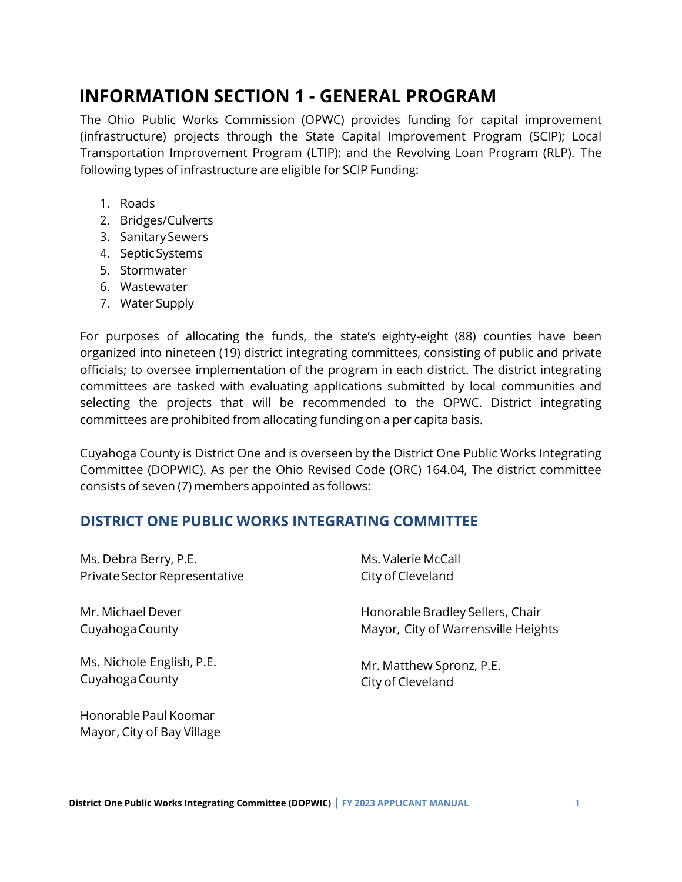# INFORMATION SECTION 1 - GENERAL PROGRAM

The Ohio Public Works Commission (OPWC) provides funding for capital improvement (infrastructure) projects through the State Capital Improvement Program (SCIP); Local Transportation Improvement Program (LTIP): and the Revolving Loan Program (RLP). The following types of infrastructure are eligible for SCIP Funding:

1. Roads
2. Bridges/Culverts
3. Sanitary Sewers
4. Septic Systems
5. Stormwater
6. Wastewater
7. Water Supply

For purposes of allocating the funds, the state's eighty-eight (88) counties have been organized into nineteen (19) district integrating committees, consisting of public and private officials; to oversee implementation of the program in each district. The district integrating committees are tasked with evaluating applications submitted by local communities and selecting the projects that will be recommended to the OPWC. District integrating committees are prohibited from allocating funding on a per capita basis.

Cuyahoga County is District One and is overseen by the District One Public Works Integrating Committee (DOPWIC). As per the Ohio Revised Code (ORC) 164.04, The district committee consists of seven (7) members appointed as follows:

## DISTRICT ONE PUBLIC WORKS INTEGRATING COMMITTEE

Ms. Debra Berry, P.E.
Private Sector Representative

Mr. Michael Dever
Cuyahoga County

Ms. Nichole English, P.E.
Cuyahoga County

Honorable Paul Koomar
Mayor, City of Bay Village

Ms. Valerie McCall
City of Cleveland

Honorable Bradley Sellers, Chair
Mayor, City of Warrensville Heights

Mr. Matthew Spronz, P.E.
City of Cleveland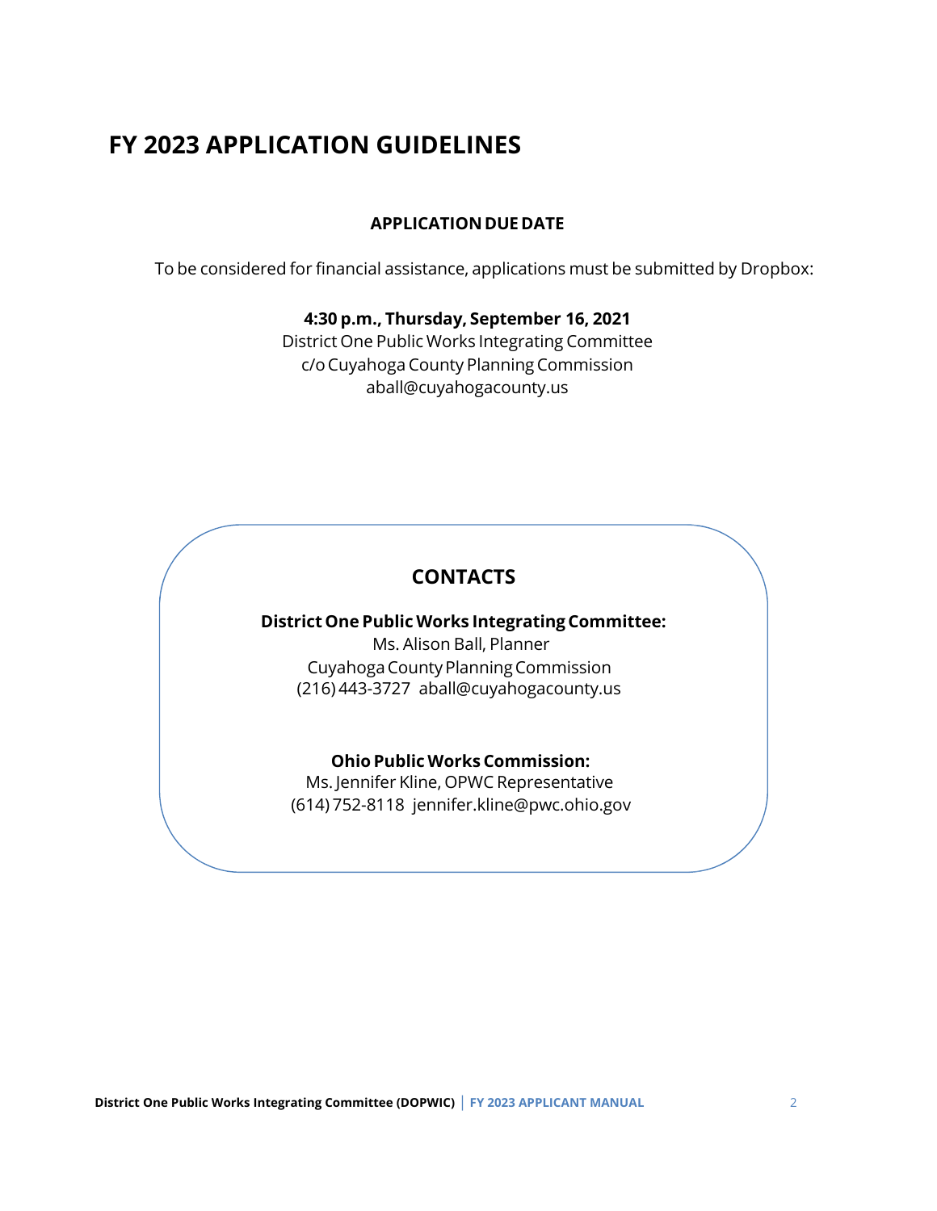# FY 2023 APPLICATION GUIDELINES

**APPLICATION DUE DATE**

To be considered for financial assistance, applications must be submitted by Dropbox:

**4:30 p.m., Thursday, September 16, 2021**
District One Public Works Integrating Committee
c/o Cuyahoga County Planning Commission
aball@cuyahogacounty.us

## CONTACTS

**District One Public Works Integrating Committee:**
Ms. Alison Ball, Planner
Cuyahoga County Planning Commission
(216) 443-3727 aball@cuyahogacounty.us

**Ohio Public Works Commission:**
Ms. Jennifer Kline, OPWC Representative
(614) 752-8118 jennifer.kline@pwc.ohio.gov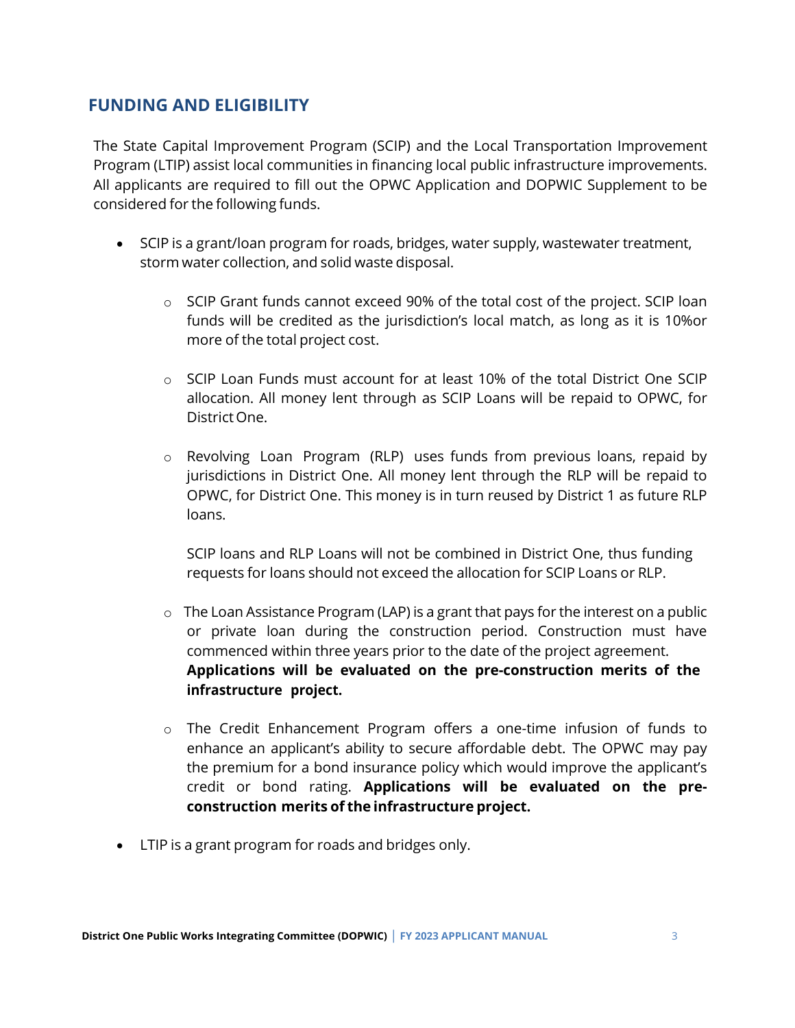## FUNDING AND ELIGIBILITY

The State Capital Improvement Program (SCIP) and the Local Transportation Improvement Program (LTIP) assist local communities in financing local public infrastructure improvements. All applicants are required to fill out the OPWC Application and DOPWIC Supplement to be considered for the following funds.

- SCIP is a grant/loan program for roads, bridges, water supply, wastewater treatment, storm water collection, and solid waste disposal.
  - SCIP Grant funds cannot exceed 90% of the total cost of the project. SCIP loan funds will be credited as the jurisdiction's local match, as long as it is 10%or more of the total project cost.
  - SCIP Loan Funds must account for at least 10% of the total District One SCIP allocation. All money lent through as SCIP Loans will be repaid to OPWC, for District One.
  - Revolving Loan Program (RLP) uses funds from previous loans, repaid by jurisdictions in District One. All money lent through the RLP will be repaid to OPWC, for District One. This money is in turn reused by District 1 as future RLP loans.

    SCIP loans and RLP Loans will not be combined in District One, thus funding requests for loans should not exceed the allocation for SCIP Loans or RLP.
  - The Loan Assistance Program (LAP) is a grant that pays for the interest on a public or private loan during the construction period. Construction must have commenced within three years prior to the date of the project agreement. **Applications will be evaluated on the pre-construction merits of the infrastructure project.**
  - The Credit Enhancement Program offers a one-time infusion of funds to enhance an applicant's ability to secure affordable debt. The OPWC may pay the premium for a bond insurance policy which would improve the applicant's credit or bond rating. **Applications will be evaluated on the pre-construction merits of the infrastructure project.**
- LTIP is a grant program for roads and bridges only.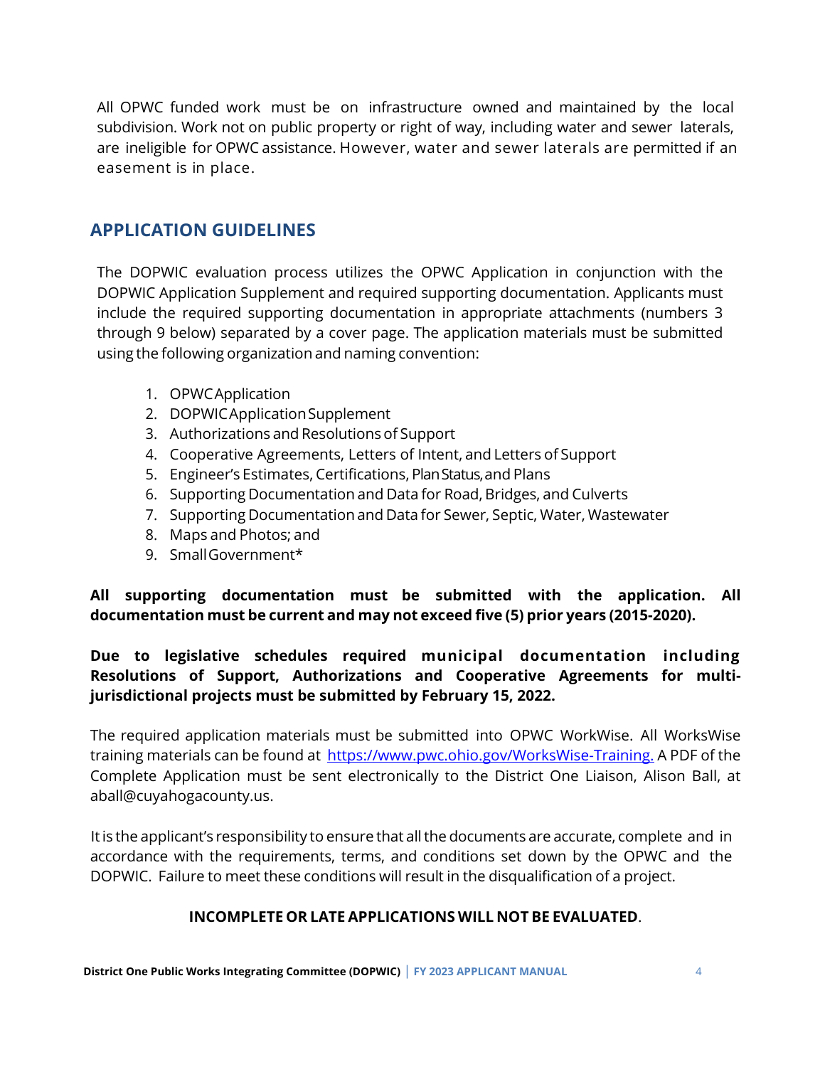All OPWC funded work must be on infrastructure owned and maintained by the local subdivision. Work not on public property or right of way, including water and sewer laterals, are ineligible for OPWC assistance. However, water and sewer laterals are permitted if an easement is in place.

## APPLICATION GUIDELINES

The DOPWIC evaluation process utilizes the OPWC Application in conjunction with the DOPWIC Application Supplement and required supporting documentation. Applicants must include the required supporting documentation in appropriate attachments (numbers 3 through 9 below) separated by a cover page. The application materials must be submitted using the following organization and naming convention:

1. OPWC Application
2. DOPWIC Application Supplement
3. Authorizations and Resolutions of Support
4. Cooperative Agreements, Letters of Intent, and Letters of Support
5. Engineer's Estimates, Certifications, Plan Status, and Plans
6. Supporting Documentation and Data for Road, Bridges, and Culverts
7. Supporting Documentation and Data for Sewer, Septic, Water, Wastewater
8. Maps and Photos; and
9. Small Government*

**All supporting documentation must be submitted with the application. All documentation must be current and may not exceed five (5) prior years (2015-2020).**

**Due to legislative schedules required municipal documentation including Resolutions of Support, Authorizations and Cooperative Agreements for multi-jurisdictional projects must be submitted by February 15, 2022.**

The required application materials must be submitted into OPWC WorkWise. All WorksWise training materials can be found at [https://www.pwc.ohio.gov/WorksWise-Training.](https://www.pwc.ohio.gov/WorksWise-Training) A PDF of the Complete Application must be sent electronically to the District One Liaison, Alison Ball, at aball@cuyahogacounty.us.

It is the applicant's responsibility to ensure that all the documents are accurate, complete and in accordance with the requirements, terms, and conditions set down by the OPWC and the DOPWIC. Failure to meet these conditions will result in the disqualification of a project.

**INCOMPLETE OR LATE APPLICATIONS WILL NOT BE EVALUATED**.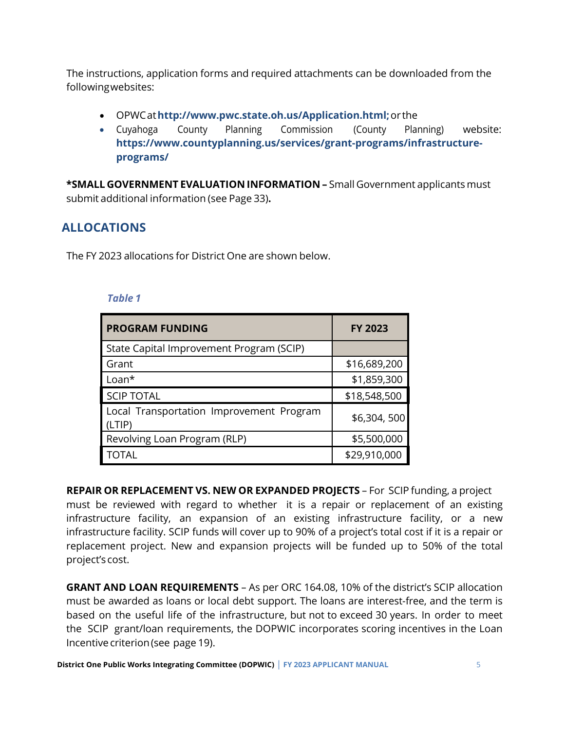The instructions, application forms and required attachments can be downloaded from the following websites:

- OPWC at **http://www.pwc.state.oh.us/Application.html;** or the
- Cuyahoga County Planning Commission (County Planning) website: **https://www.countyplanning.us/services/grant-programs/infrastructure-programs/**

**\*SMALL GOVERNMENT EVALUATION INFORMATION –** Small Government applicants must submit additional information (see Page 33)**.**

## ALLOCATIONS

The FY 2023 allocations for District One are shown below.

*Table 1*

| PROGRAM FUNDING | FY 2023 |
|---|---|
| State Capital Improvement Program (SCIP) | |
| Grant | $16,689,200 |
| Loan* | $1,859,300 |
| SCIP TOTAL | $18,548,500 |
| Local Transportation Improvement Program (LTIP) | $6,304, 500 |
| Revolving Loan Program (RLP) | $5,500,000 |
| TOTAL | $29,910,000 |

**REPAIR OR REPLACEMENT VS. NEW OR EXPANDED PROJECTS** – For SCIP funding, a project must be reviewed with regard to whether it is a repair or replacement of an existing infrastructure facility, an expansion of an existing infrastructure facility, or a new infrastructure facility. SCIP funds will cover up to 90% of a project's total cost if it is a repair or replacement project. New and expansion projects will be funded up to 50% of the total project's cost.

**GRANT AND LOAN REQUIREMENTS** – As per ORC 164.08, 10% of the district's SCIP allocation must be awarded as loans or local debt support. The loans are interest-free, and the term is based on the useful life of the infrastructure, but not to exceed 30 years. In order to meet the SCIP grant/loan requirements, the DOPWIC incorporates scoring incentives in the Loan Incentive criterion (see page 19).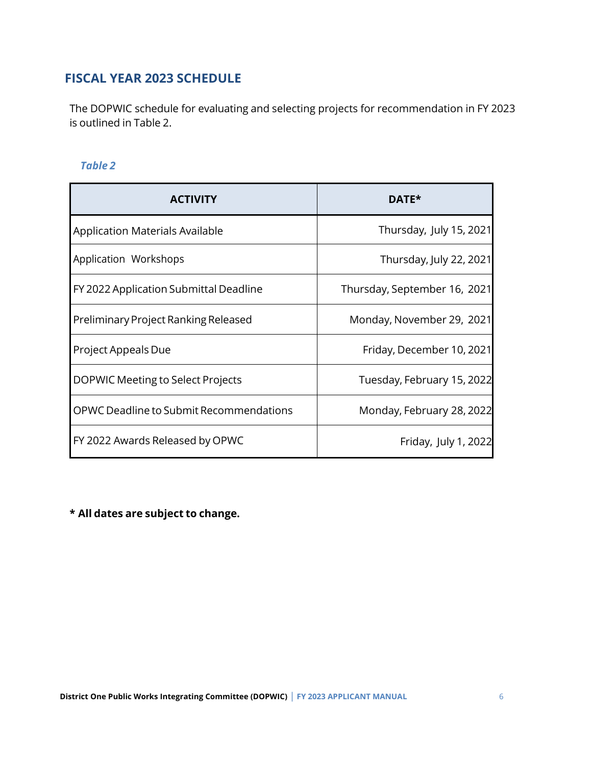## FISCAL YEAR 2023 SCHEDULE

The DOPWIC schedule for evaluating and selecting projects for recommendation in FY 2023 is outlined in Table 2.

*Table 2*

| ACTIVITY | DATE* |
|---|---|
| Application Materials Available | Thursday, July 15, 2021 |
| Application Workshops | Thursday, July 22, 2021 |
| FY 2022 Application Submittal Deadline | Thursday, September 16, 2021 |
| Preliminary Project Ranking Released | Monday, November 29, 2021 |
| Project Appeals Due | Friday, December 10, 2021 |
| DOPWIC Meeting to Select Projects | Tuesday, February 15, 2022 |
| OPWC Deadline to Submit Recommendations | Monday, February 28, 2022 |
| FY 2022 Awards Released by OPWC | Friday, July 1, 2022 |

**\* All dates are subject to change.**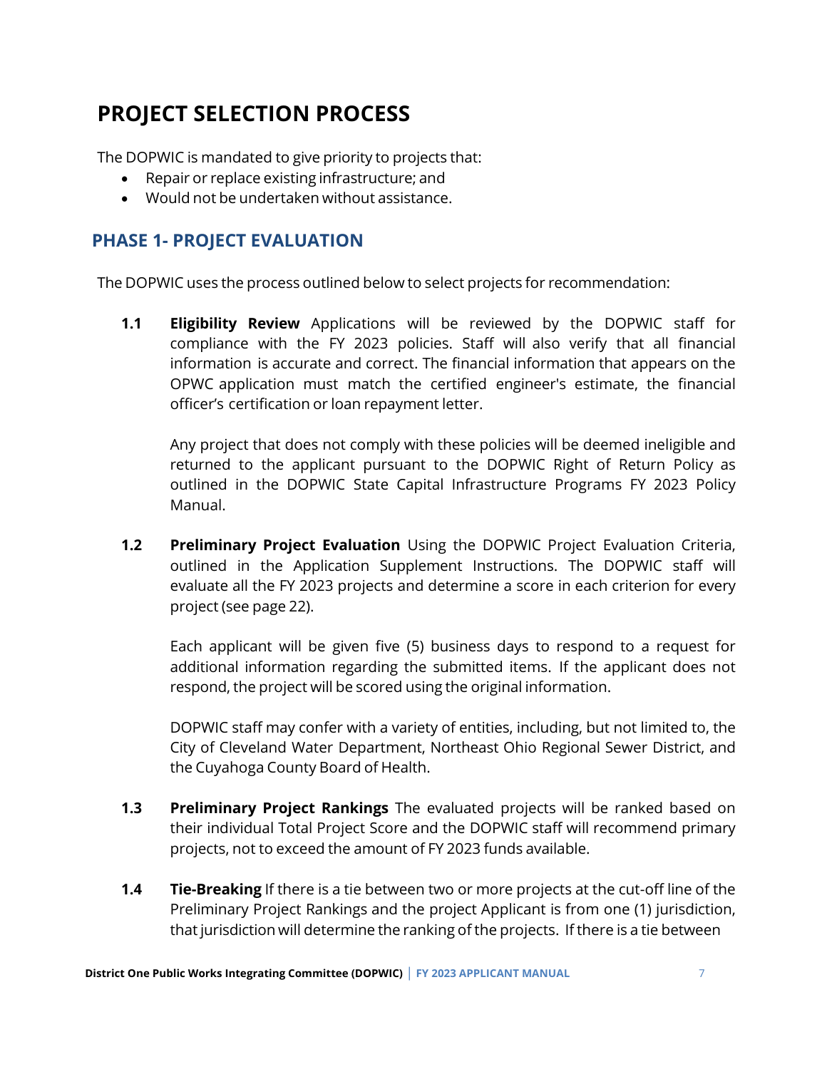# PROJECT SELECTION PROCESS

The DOPWIC is mandated to give priority to projects that:

- Repair or replace existing infrastructure; and
- Would not be undertaken without assistance.

## PHASE 1- PROJECT EVALUATION

The DOPWIC uses the process outlined below to select projects for recommendation:

**1.1 Eligibility Review** Applications will be reviewed by the DOPWIC staff for compliance with the FY 2023 policies. Staff will also verify that all financial information is accurate and correct. The financial information that appears on the OPWC application must match the certified engineer's estimate, the financial officer's certification or loan repayment letter.

Any project that does not comply with these policies will be deemed ineligible and returned to the applicant pursuant to the DOPWIC Right of Return Policy as outlined in the DOPWIC State Capital Infrastructure Programs FY 2023 Policy Manual.

**1.2 Preliminary Project Evaluation** Using the DOPWIC Project Evaluation Criteria, outlined in the Application Supplement Instructions. The DOPWIC staff will evaluate all the FY 2023 projects and determine a score in each criterion for every project (see page 22).

Each applicant will be given five (5) business days to respond to a request for additional information regarding the submitted items. If the applicant does not respond, the project will be scored using the original information.

DOPWIC staff may confer with a variety of entities, including, but not limited to, the City of Cleveland Water Department, Northeast Ohio Regional Sewer District, and the Cuyahoga County Board of Health.

**1.3 Preliminary Project Rankings** The evaluated projects will be ranked based on their individual Total Project Score and the DOPWIC staff will recommend primary projects, not to exceed the amount of FY 2023 funds available.

**1.4 Tie-Breaking** If there is a tie between two or more projects at the cut-off line of the Preliminary Project Rankings and the project Applicant is from one (1) jurisdiction, that jurisdiction will determine the ranking of the projects. If there is a tie between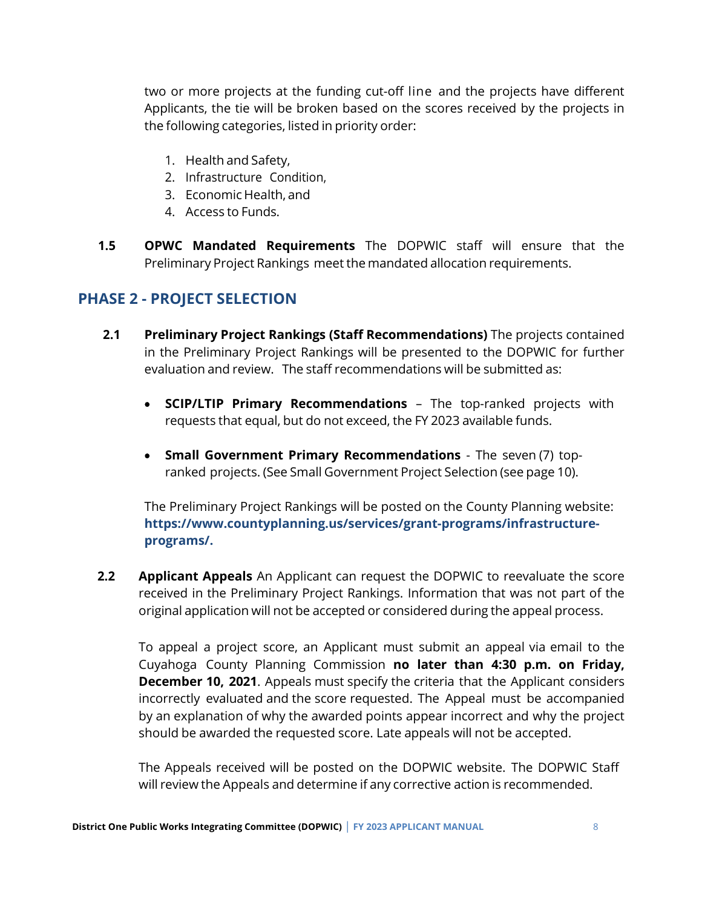two or more projects at the funding cut-off line and the projects have different Applicants, the tie will be broken based on the scores received by the projects in the following categories, listed in priority order:

1. Health and Safety,
2. Infrastructure Condition,
3. Economic Health, and
4. Access to Funds.

**1.5 OPWC Mandated Requirements** The DOPWIC staff will ensure that the Preliminary Project Rankings meet the mandated allocation requirements.

## PHASE 2 - PROJECT SELECTION

**2.1 Preliminary Project Rankings (Staff Recommendations)** The projects contained in the Preliminary Project Rankings will be presented to the DOPWIC for further evaluation and review. The staff recommendations will be submitted as:

- **SCIP/LTIP Primary Recommendations** – The top-ranked projects with requests that equal, but do not exceed, the FY 2023 available funds.
- **Small Government Primary Recommendations** - The seven (7) top-ranked projects. (See Small Government Project Selection (see page 10).

The Preliminary Project Rankings will be posted on the County Planning website: **https://www.countyplanning.us/services/grant-programs/infrastructure-programs/.**

**2.2 Applicant Appeals** An Applicant can request the DOPWIC to reevaluate the score received in the Preliminary Project Rankings. Information that was not part of the original application will not be accepted or considered during the appeal process.

To appeal a project score, an Applicant must submit an appeal via email to the Cuyahoga County Planning Commission **no later than 4:30 p.m. on Friday, December 10, 2021**. Appeals must specify the criteria that the Applicant considers incorrectly evaluated and the score requested. The Appeal must be accompanied by an explanation of why the awarded points appear incorrect and why the project should be awarded the requested score. Late appeals will not be accepted.

The Appeals received will be posted on the DOPWIC website. The DOPWIC Staff will review the Appeals and determine if any corrective action is recommended.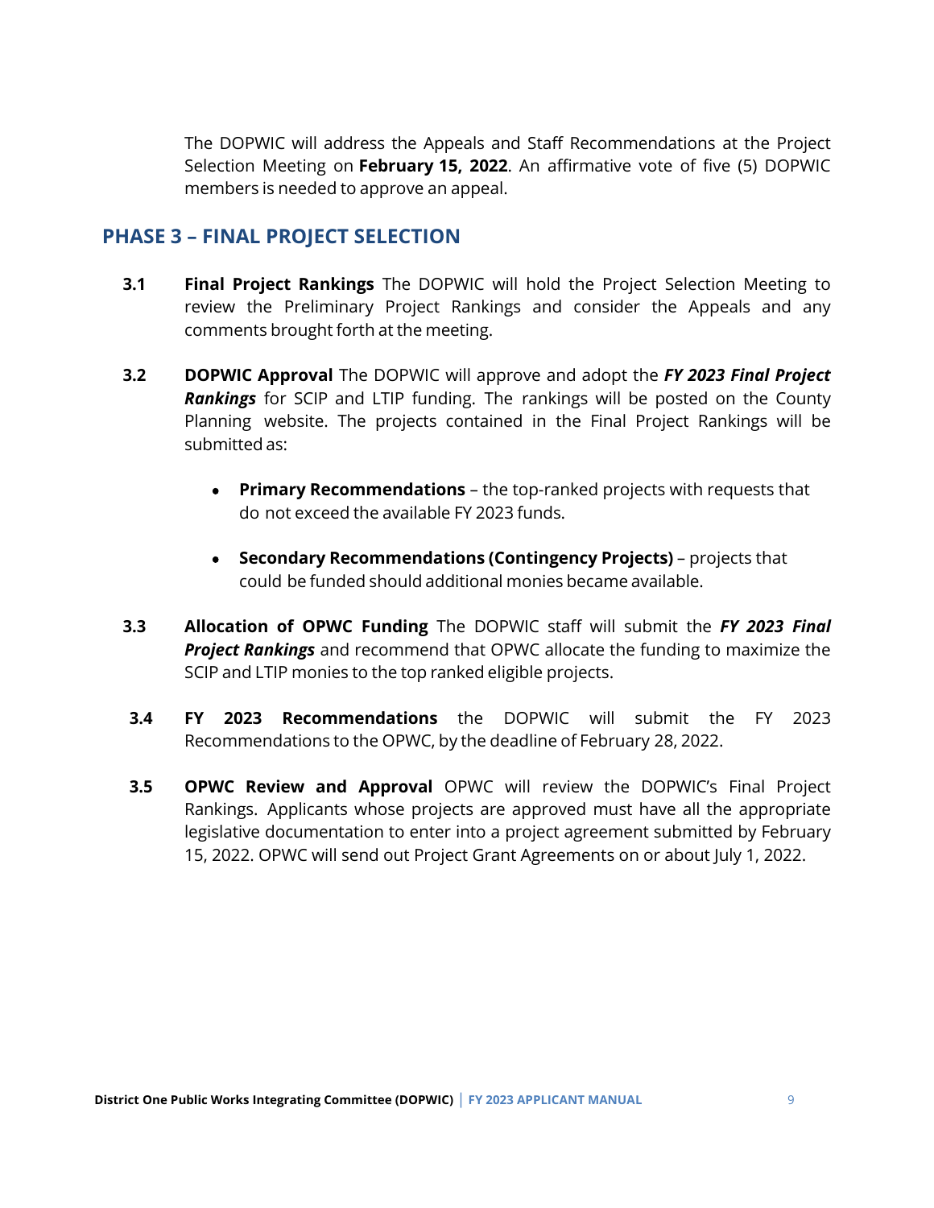The DOPWIC will address the Appeals and Staff Recommendations at the Project Selection Meeting on **February 15, 2022**. An affirmative vote of five (5) DOPWIC members is needed to approve an appeal.

## PHASE 3 – FINAL PROJECT SELECTION

**3.1** **Final Project Rankings** The DOPWIC will hold the Project Selection Meeting to review the Preliminary Project Rankings and consider the Appeals and any comments brought forth at the meeting.

**3.2** **DOPWIC Approval** The DOPWIC will approve and adopt the ***FY 2023 Final Project Rankings*** for SCIP and LTIP funding. The rankings will be posted on the County Planning website. The projects contained in the Final Project Rankings will be submitted as:

- **Primary Recommendations** – the top-ranked projects with requests that do not exceed the available FY 2023 funds.
- **Secondary Recommendations (Contingency Projects)** – projects that could be funded should additional monies became available.

**3.3** **Allocation of OPWC Funding** The DOPWIC staff will submit the ***FY 2023 Final Project Rankings*** and recommend that OPWC allocate the funding to maximize the SCIP and LTIP monies to the top ranked eligible projects.

**3.4** **FY 2023 Recommendations** the DOPWIC will submit the FY 2023 Recommendations to the OPWC, by the deadline of February 28, 2022.

**3.5** **OPWC Review and Approval** OPWC will review the DOPWIC's Final Project Rankings. Applicants whose projects are approved must have all the appropriate legislative documentation to enter into a project agreement submitted by February 15, 2022. OPWC will send out Project Grant Agreements on or about July 1, 2022.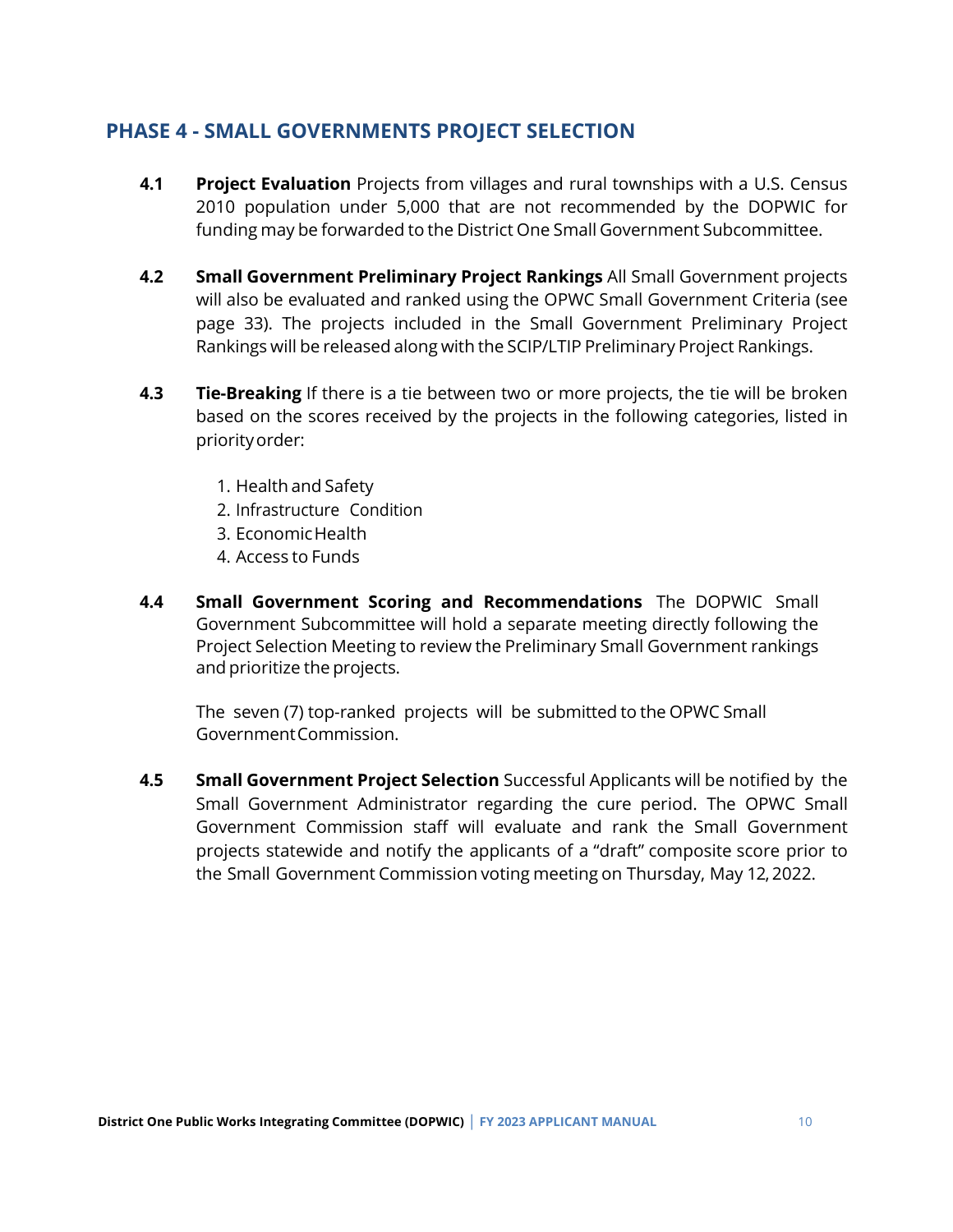## PHASE 4 - SMALL GOVERNMENTS PROJECT SELECTION

**4.1 Project Evaluation** Projects from villages and rural townships with a U.S. Census 2010 population under 5,000 that are not recommended by the DOPWIC for funding may be forwarded to the District One Small Government Subcommittee.

**4.2 Small Government Preliminary Project Rankings** All Small Government projects will also be evaluated and ranked using the OPWC Small Government Criteria (see page 33). The projects included in the Small Government Preliminary Project Rankings will be released along with the SCIP/LTIP Preliminary Project Rankings.

**4.3 Tie-Breaking** If there is a tie between two or more projects, the tie will be broken based on the scores received by the projects in the following categories, listed in priority order:

1. Health and Safety
2. Infrastructure Condition
3. Economic Health
4. Access to Funds

**4.4 Small Government Scoring and Recommendations** The DOPWIC Small Government Subcommittee will hold a separate meeting directly following the Project Selection Meeting to review the Preliminary Small Government rankings and prioritize the projects.

The seven (7) top-ranked projects will be submitted to the OPWC Small Government Commission.

**4.5 Small Government Project Selection** Successful Applicants will be notified by the Small Government Administrator regarding the cure period. The OPWC Small Government Commission staff will evaluate and rank the Small Government projects statewide and notify the applicants of a "draft" composite score prior to the Small Government Commission voting meeting on Thursday, May 12, 2022.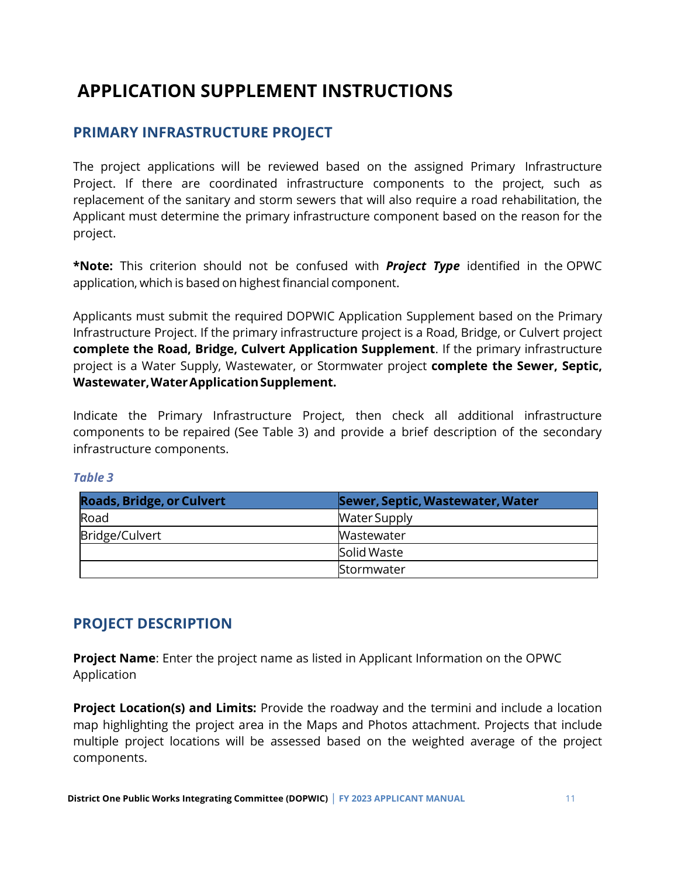# APPLICATION SUPPLEMENT INSTRUCTIONS

## PRIMARY INFRASTRUCTURE PROJECT

The project applications will be reviewed based on the assigned Primary Infrastructure Project. If there are coordinated infrastructure components to the project, such as replacement of the sanitary and storm sewers that will also require a road rehabilitation, the Applicant must determine the primary infrastructure component based on the reason for the project.

***Note:** This criterion should not be confused with ***Project Type*** identified in the OPWC application, which is based on highest financial component.

Applicants must submit the required DOPWIC Application Supplement based on the Primary Infrastructure Project. If the primary infrastructure project is a Road, Bridge, or Culvert project **complete the Road, Bridge, Culvert Application Supplement**. If the primary infrastructure project is a Water Supply, Wastewater, or Stormwater project **complete the Sewer, Septic, Wastewater, Water Application Supplement.**

Indicate the Primary Infrastructure Project, then check all additional infrastructure components to be repaired (See Table 3) and provide a brief description of the secondary infrastructure components.

*Table 3*

| Roads, Bridge, or Culvert | Sewer, Septic, Wastewater, Water |
|---|---|
| Road | Water Supply |
| Bridge/Culvert | Wastewater |
| | Solid Waste |
| | Stormwater |

## PROJECT DESCRIPTION

**Project Name**: Enter the project name as listed in Applicant Information on the OPWC Application

**Project Location(s) and Limits:** Provide the roadway and the termini and include a location map highlighting the project area in the Maps and Photos attachment. Projects that include multiple project locations will be assessed based on the weighted average of the project components.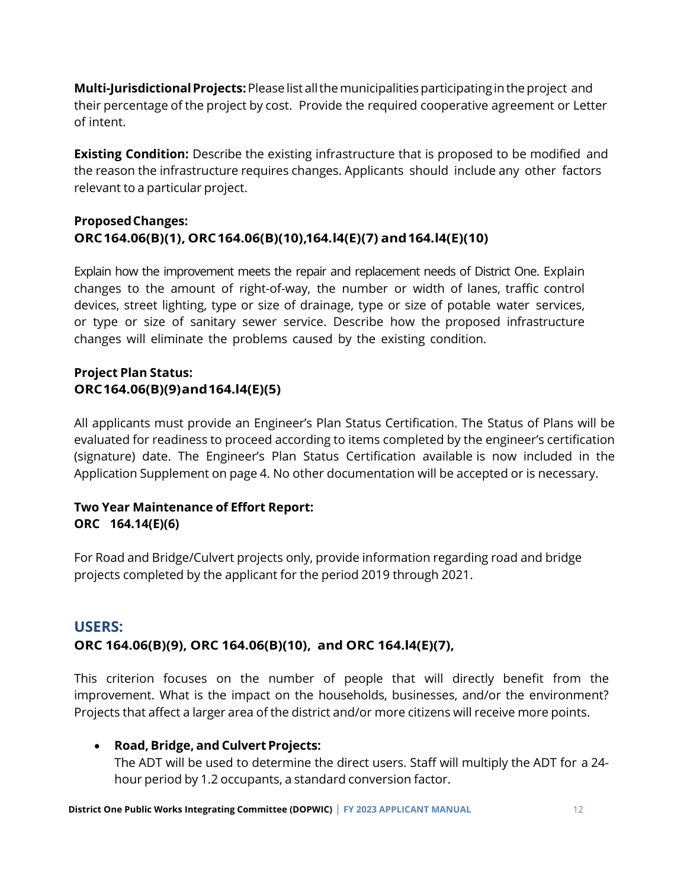**Multi-Jurisdictional Projects:** Please list all the municipalities participating in the project and their percentage of the project by cost. Provide the required cooperative agreement or Letter of intent.

**Existing Condition:** Describe the existing infrastructure that is proposed to be modified and the reason the infrastructure requires changes. Applicants should include any other factors relevant to a particular project.

**Proposed Changes:**
**ORC 164.06(B)(1), ORC 164.06(B)(10), 164.l4(E)(7) and 164.l4(E)(10)**

Explain how the improvement meets the repair and replacement needs of District One. Explain changes to the amount of right-of-way, the number or width of lanes, traffic control devices, street lighting, type or size of drainage, type or size of potable water services, or type or size of sanitary sewer service. Describe how the proposed infrastructure changes will eliminate the problems caused by the existing condition.

**Project Plan Status:**
**ORC 164.06(B)(9) and 164.l4(E)(5)**

All applicants must provide an Engineer's Plan Status Certification. The Status of Plans will be evaluated for readiness to proceed according to items completed by the engineer's certification (signature) date. The Engineer's Plan Status Certification available is now included in the Application Supplement on page 4. No other documentation will be accepted or is necessary.

**Two Year Maintenance of Effort Report:**
**ORC 164.14(E)(6)**

For Road and Bridge/Culvert projects only, provide information regarding road and bridge projects completed by the applicant for the period 2019 through 2021.

## USERS:

**ORC 164.06(B)(9), ORC 164.06(B)(10), and ORC 164.l4(E)(7),**

This criterion focuses on the number of people that will directly benefit from the improvement. What is the impact on the households, businesses, and/or the environment? Projects that affect a larger area of the district and/or more citizens will receive more points.

- **Road, Bridge, and Culvert Projects:**
  The ADT will be used to determine the direct users. Staff will multiply the ADT for a 24-hour period by 1.2 occupants, a standard conversion factor.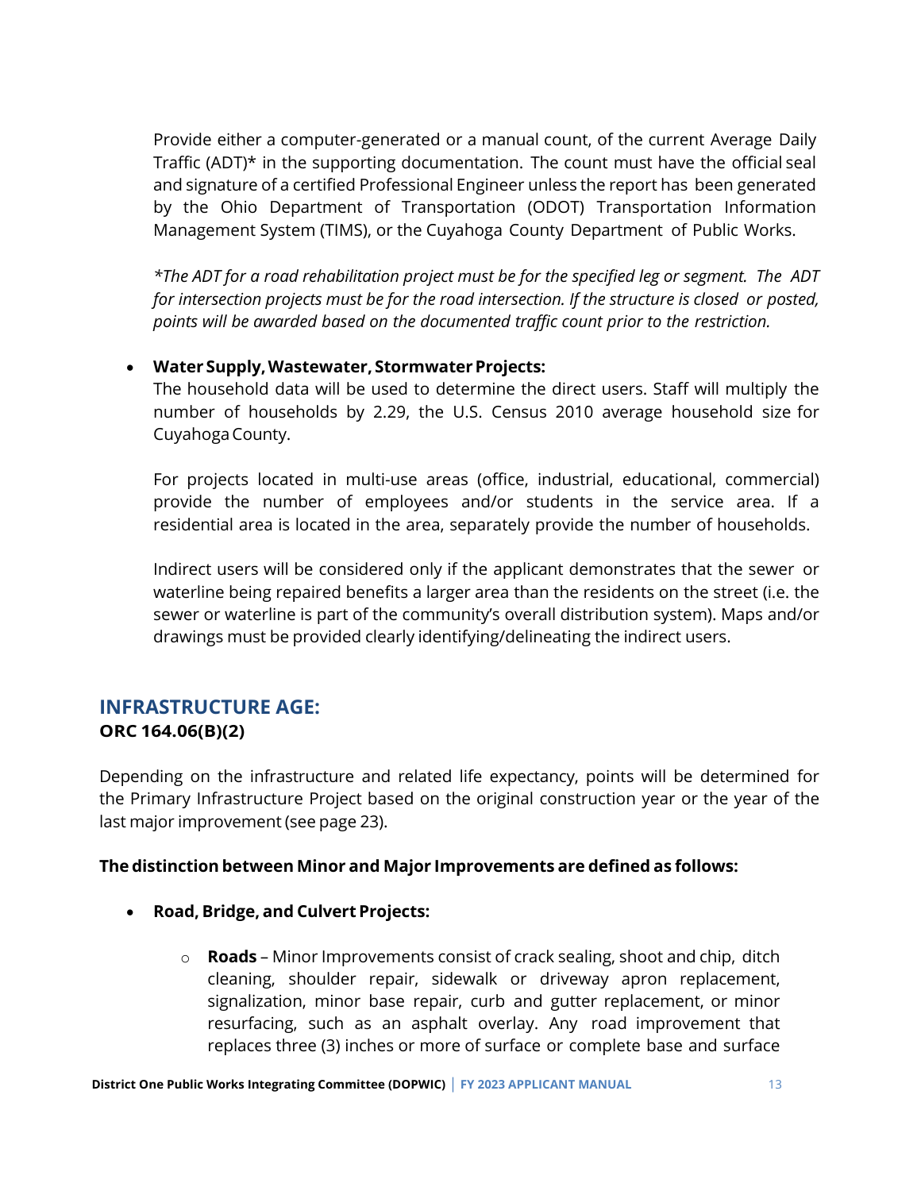Provide either a computer-generated or a manual count, of the current Average Daily Traffic (ADT)* in the supporting documentation. The count must have the official seal and signature of a certified Professional Engineer unless the report has been generated by the Ohio Department of Transportation (ODOT) Transportation Information Management System (TIMS), or the Cuyahoga County Department of Public Works.

*\*The ADT for a road rehabilitation project must be for the specified leg or segment. The ADT for intersection projects must be for the road intersection. If the structure is closed or posted, points will be awarded based on the documented traffic count prior to the restriction.*

- **Water Supply, Wastewater, Stormwater Projects:**
  The household data will be used to determine the direct users. Staff will multiply the number of households by 2.29, the U.S. Census 2010 average household size for Cuyahoga County.

  For projects located in multi-use areas (office, industrial, educational, commercial) provide the number of employees and/or students in the service area. If a residential area is located in the area, separately provide the number of households.

  Indirect users will be considered only if the applicant demonstrates that the sewer or waterline being repaired benefits a larger area than the residents on the street (i.e. the sewer or waterline is part of the community's overall distribution system). Maps and/or drawings must be provided clearly identifying/delineating the indirect users.

## INFRASTRUCTURE AGE:

**ORC 164.06(B)(2)**

Depending on the infrastructure and related life expectancy, points will be determined for the Primary Infrastructure Project based on the original construction year or the year of the last major improvement (see page 23).

**The distinction between Minor and Major Improvements are defined as follows:**

- **Road, Bridge, and Culvert Projects:**
  - **Roads** – Minor Improvements consist of crack sealing, shoot and chip, ditch cleaning, shoulder repair, sidewalk or driveway apron replacement, signalization, minor base repair, curb and gutter replacement, or minor resurfacing, such as an asphalt overlay. Any road improvement that replaces three (3) inches or more of surface or complete base and surface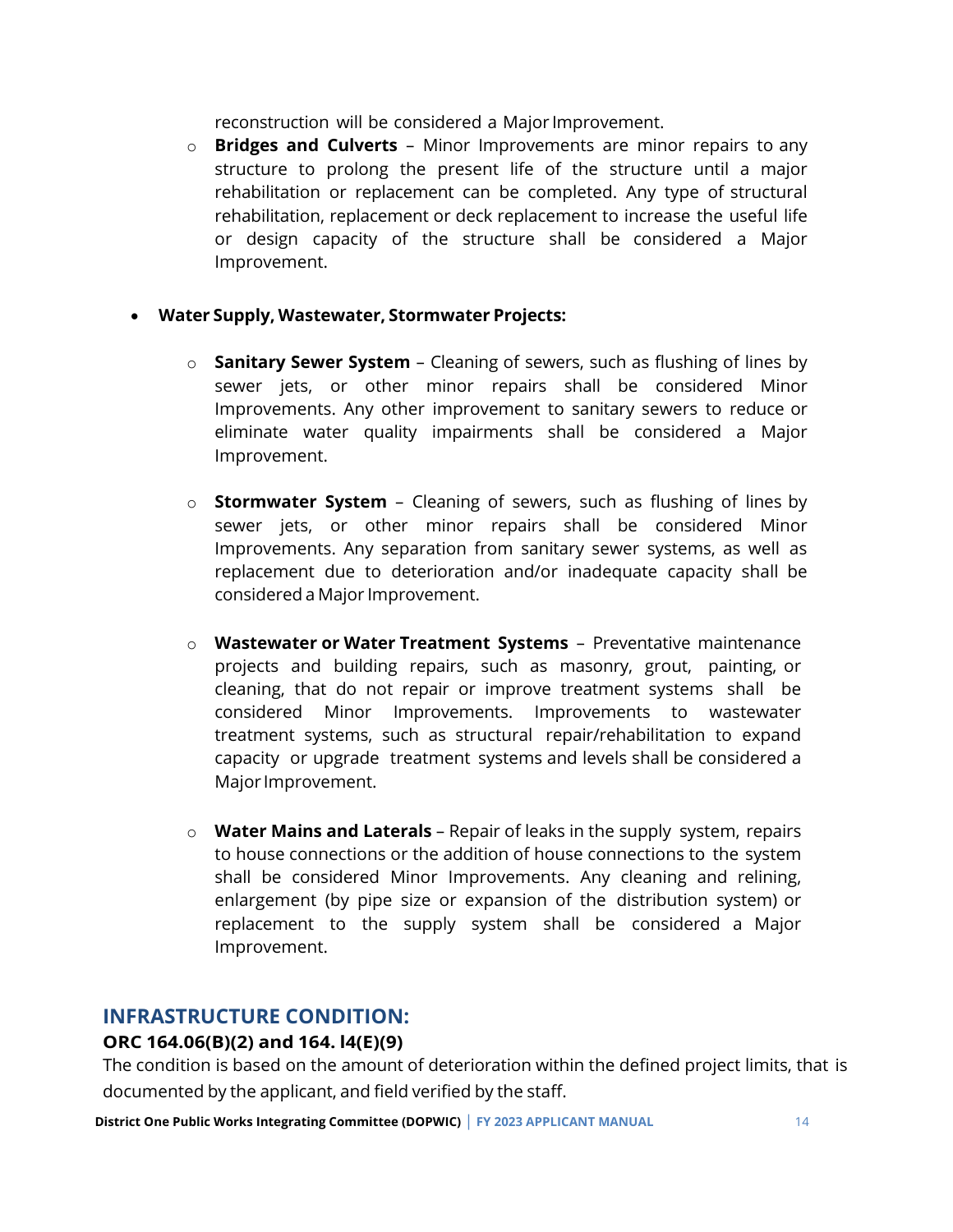reconstruction will be considered a Major Improvement.

  - **Bridges and Culverts** – Minor Improvements are minor repairs to any structure to prolong the present life of the structure until a major rehabilitation or replacement can be completed. Any type of structural rehabilitation, replacement or deck replacement to increase the useful life or design capacity of the structure shall be considered a Major Improvement.

- **Water Supply, Wastewater, Stormwater Projects:**

  - **Sanitary Sewer System** – Cleaning of sewers, such as flushing of lines by sewer jets, or other minor repairs shall be considered Minor Improvements. Any other improvement to sanitary sewers to reduce or eliminate water quality impairments shall be considered a Major Improvement.

  - **Stormwater System** – Cleaning of sewers, such as flushing of lines by sewer jets, or other minor repairs shall be considered Minor Improvements. Any separation from sanitary sewer systems, as well as replacement due to deterioration and/or inadequate capacity shall be considered a Major Improvement.

  - **Wastewater or Water Treatment Systems** – Preventative maintenance projects and building repairs, such as masonry, grout, painting, or cleaning, that do not repair or improve treatment systems shall be considered Minor Improvements. Improvements to wastewater treatment systems, such as structural repair/rehabilitation to expand capacity or upgrade treatment systems and levels shall be considered a Major Improvement.

  - **Water Mains and Laterals** – Repair of leaks in the supply system, repairs to house connections or the addition of house connections to the system shall be considered Minor Improvements. Any cleaning and relining, enlargement (by pipe size or expansion of the distribution system) or replacement to the supply system shall be considered a Major Improvement.

## INFRASTRUCTURE CONDITION:

### ORC 164.06(B)(2) and 164. l4(E)(9)

The condition is based on the amount of deterioration within the defined project limits, that is documented by the applicant, and field verified by the staff.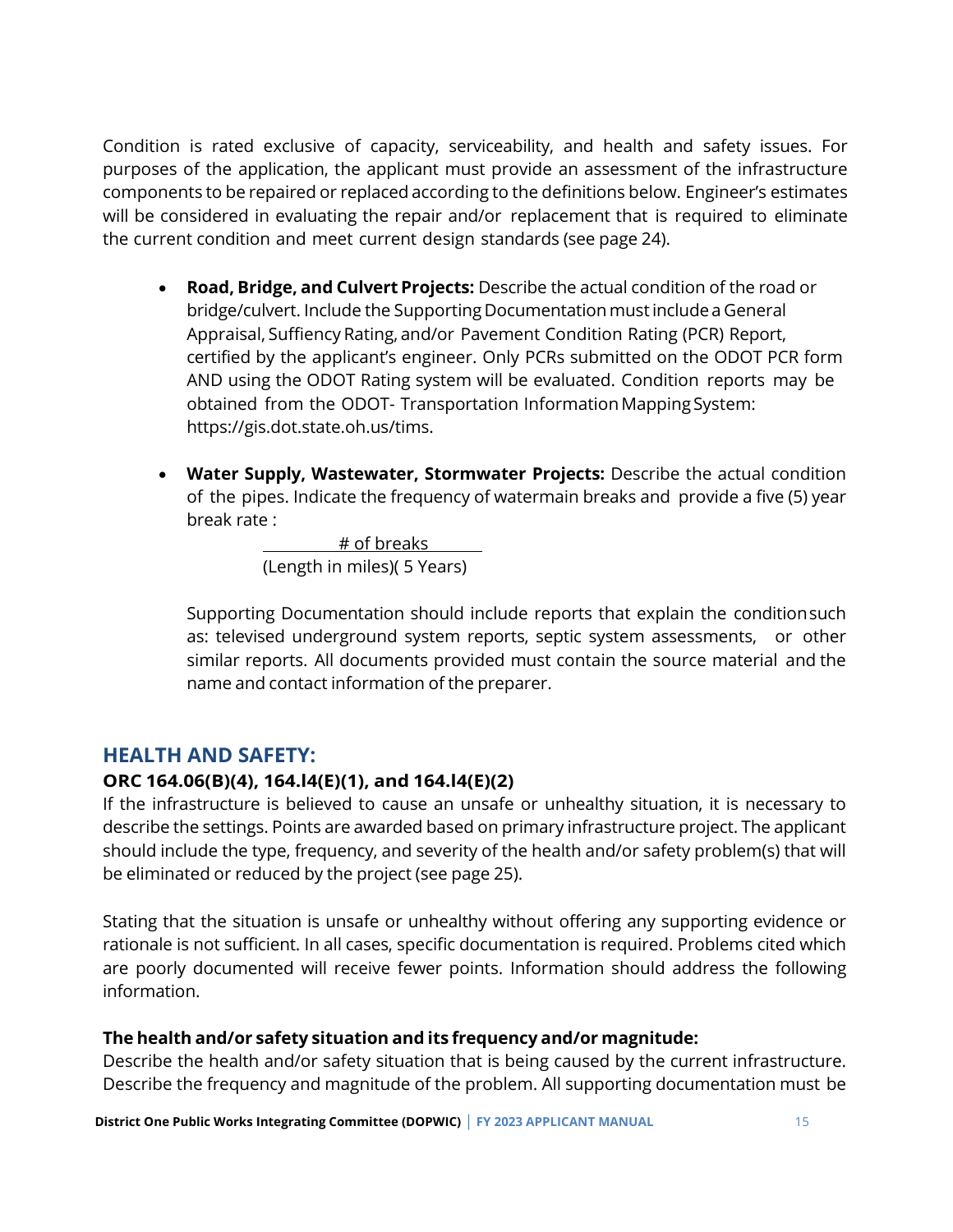Condition is rated exclusive of capacity, serviceability, and health and safety issues. For purposes of the application, the applicant must provide an assessment of the infrastructure components to be repaired or replaced according to the definitions below. Engineer's estimates will be considered in evaluating the repair and/or replacement that is required to eliminate the current condition and meet current design standards (see page 24).

- **Road, Bridge, and Culvert Projects:** Describe the actual condition of the road or bridge/culvert. Include the Supporting Documentation must include a General Appraisal, Suffiency Rating, and/or Pavement Condition Rating (PCR) Report, certified by the applicant's engineer. Only PCRs submitted on the ODOT PCR form AND using the ODOT Rating system will be evaluated. Condition reports may be obtained from the ODOT- Transportation Information Mapping System: https://gis.dot.state.oh.us/tims.

- **Water Supply, Wastewater, Stormwater Projects:** Describe the actual condition of the pipes. Indicate the frequency of watermain breaks and provide a five (5) year break rate :

  $$\frac{\text{\# of breaks}}{\text{(Length in miles)( 5 Years)}}$$

  Supporting Documentation should include reports that explain the condition such as: televised underground system reports, septic system assessments, or other similar reports. All documents provided must contain the source material and the name and contact information of the preparer.

## HEALTH AND SAFETY:

### ORC 164.06(B)(4), 164.14(E)(1), and 164.14(E)(2)

If the infrastructure is believed to cause an unsafe or unhealthy situation, it is necessary to describe the settings. Points are awarded based on primary infrastructure project. The applicant should include the type, frequency, and severity of the health and/or safety problem(s) that will be eliminated or reduced by the project (see page 25).

Stating that the situation is unsafe or unhealthy without offering any supporting evidence or rationale is not sufficient. In all cases, specific documentation is required. Problems cited which are poorly documented will receive fewer points. Information should address the following information.

**The health and/or safety situation and its frequency and/or magnitude:**

Describe the health and/or safety situation that is being caused by the current infrastructure. Describe the frequency and magnitude of the problem. All supporting documentation must be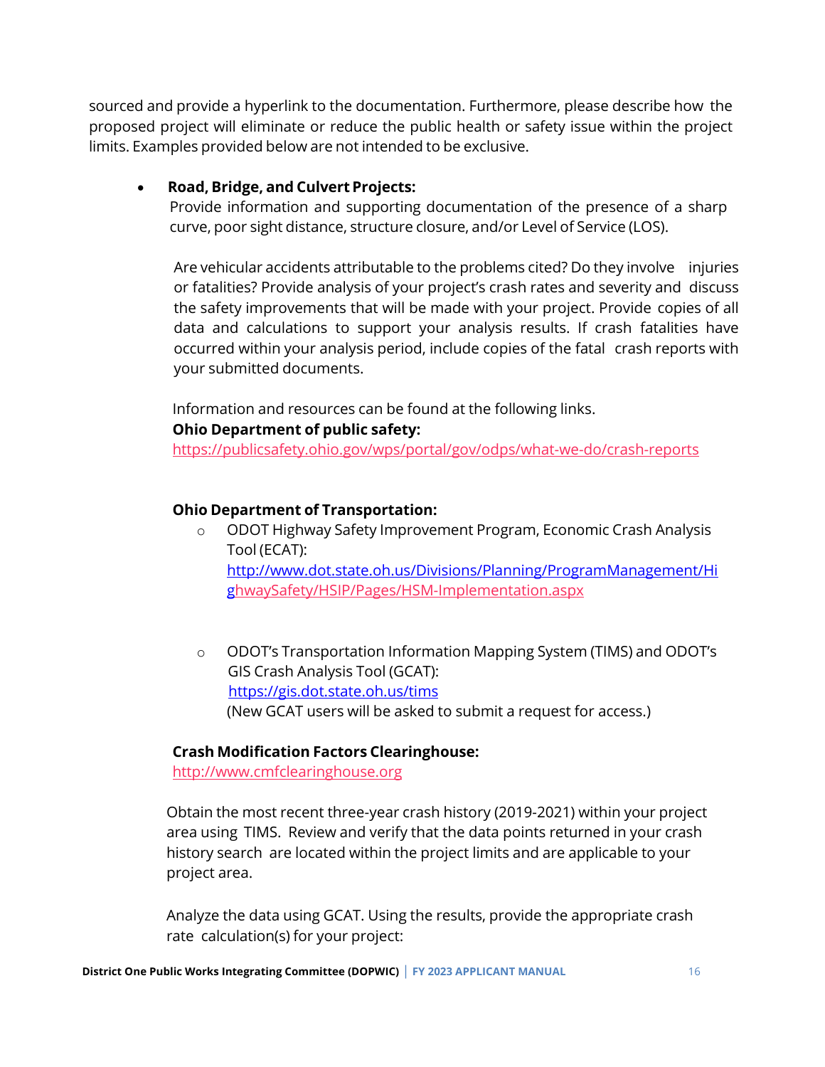sourced and provide a hyperlink to the documentation. Furthermore, please describe how the proposed project will eliminate or reduce the public health or safety issue within the project limits. Examples provided below are not intended to be exclusive.

- **Road, Bridge, and Culvert Projects:**
  Provide information and supporting documentation of the presence of a sharp curve, poor sight distance, structure closure, and/or Level of Service (LOS).

  Are vehicular accidents attributable to the problems cited? Do they involve injuries or fatalities? Provide analysis of your project's crash rates and severity and discuss the safety improvements that will be made with your project. Provide copies of all data and calculations to support your analysis results. If crash fatalities have occurred within your analysis period, include copies of the fatal crash reports with your submitted documents.

  Information and resources can be found at the following links.

  **Ohio Department of public safety:**
  https://publicsafety.ohio.gov/wps/portal/gov/odps/what-we-do/crash-reports

  **Ohio Department of Transportation:**

  - ODOT Highway Safety Improvement Program, Economic Crash Analysis Tool (ECAT):
    http://www.dot.state.oh.us/Divisions/Planning/ProgramManagement/HighwaySafety/HSIP/Pages/HSM-Implementation.aspx

  - ODOT's Transportation Information Mapping System (TIMS) and ODOT's GIS Crash Analysis Tool (GCAT):
    https://gis.dot.state.oh.us/tims
    (New GCAT users will be asked to submit a request for access.)

  **Crash Modification Factors Clearinghouse:**
  http://www.cmfclearinghouse.org

  Obtain the most recent three-year crash history (2019-2021) within your project area using TIMS. Review and verify that the data points returned in your crash history search are located within the project limits and are applicable to your project area.

  Analyze the data using GCAT. Using the results, provide the appropriate crash rate calculation(s) for your project: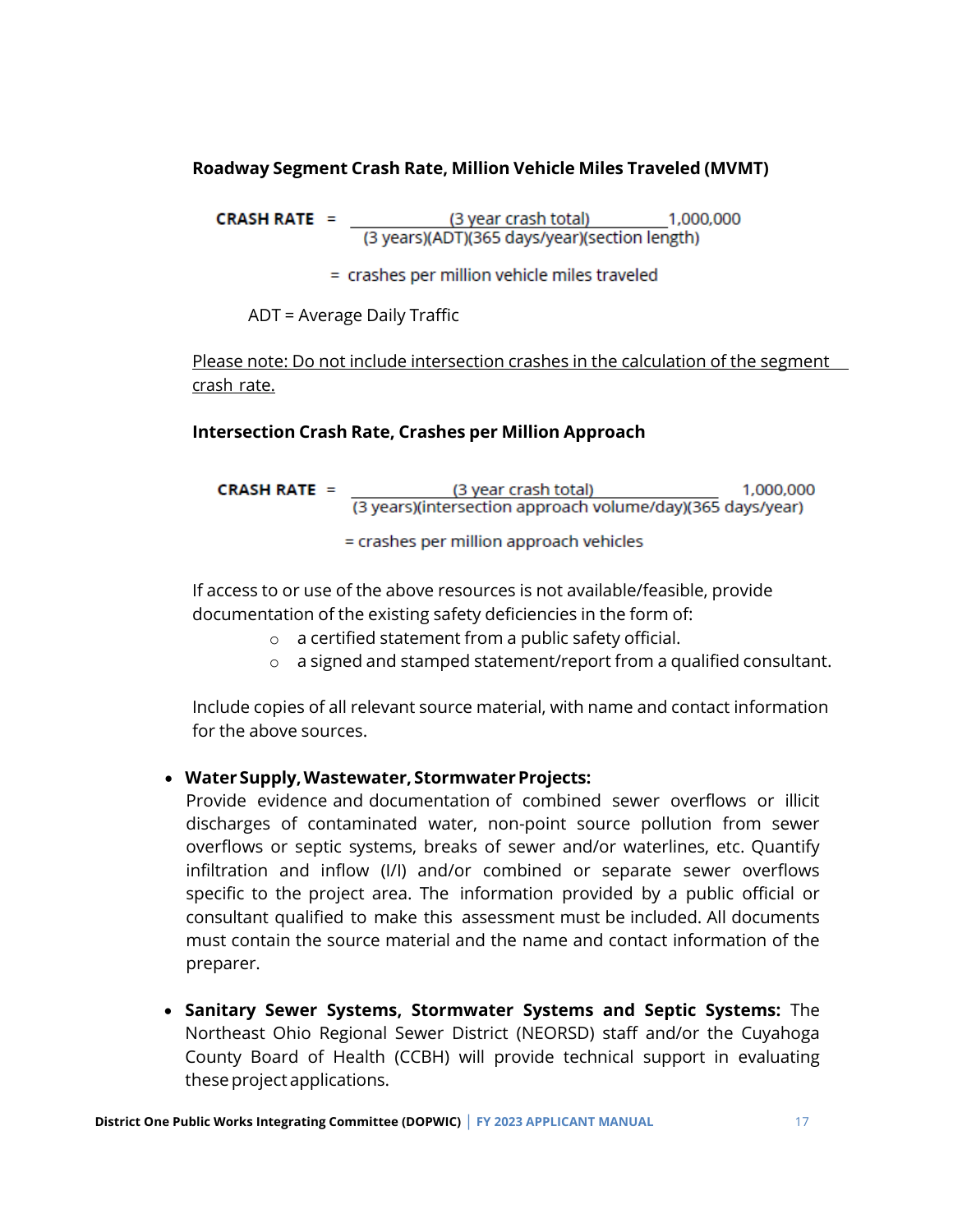**Roadway Segment Crash Rate, Million Vehicle Miles Traveled (MVMT)**

$$\text{CRASH RATE} = \frac{(\text{3 year crash total}) \quad 1{,}000{,}000}{(\text{3 years})(\text{ADT})(\text{365 days/year})(\text{section length})}$$

= crashes per million vehicle miles traveled

ADT = Average Daily Traffic

Please note: Do not include intersection crashes in the calculation of the segment crash rate.

**Intersection Crash Rate, Crashes per Million Approach**

$$\text{CRASH RATE} = \frac{(\text{3 year crash total}) \quad 1{,}000{,}000}{(\text{3 years})(\text{intersection approach volume/day})(\text{365 days/year})}$$

= crashes per million approach vehicles

If access to or use of the above resources is not available/feasible, provide documentation of the existing safety deficiencies in the form of:

- a certified statement from a public safety official.
- a signed and stamped statement/report from a qualified consultant.

Include copies of all relevant source material, with name and contact information for the above sources.

- **Water Supply, Wastewater, Stormwater Projects:** Provide evidence and documentation of combined sewer overflows or illicit discharges of contaminated water, non-point source pollution from sewer overflows or septic systems, breaks of sewer and/or waterlines, etc. Quantify infiltration and inflow (I/I) and/or combined or separate sewer overflows specific to the project area. The information provided by a public official or consultant qualified to make this assessment must be included. All documents must contain the source material and the name and contact information of the preparer.

- **Sanitary Sewer Systems, Stormwater Systems and Septic Systems:** The Northeast Ohio Regional Sewer District (NEORSD) staff and/or the Cuyahoga County Board of Health (CCBH) will provide technical support in evaluating these project applications.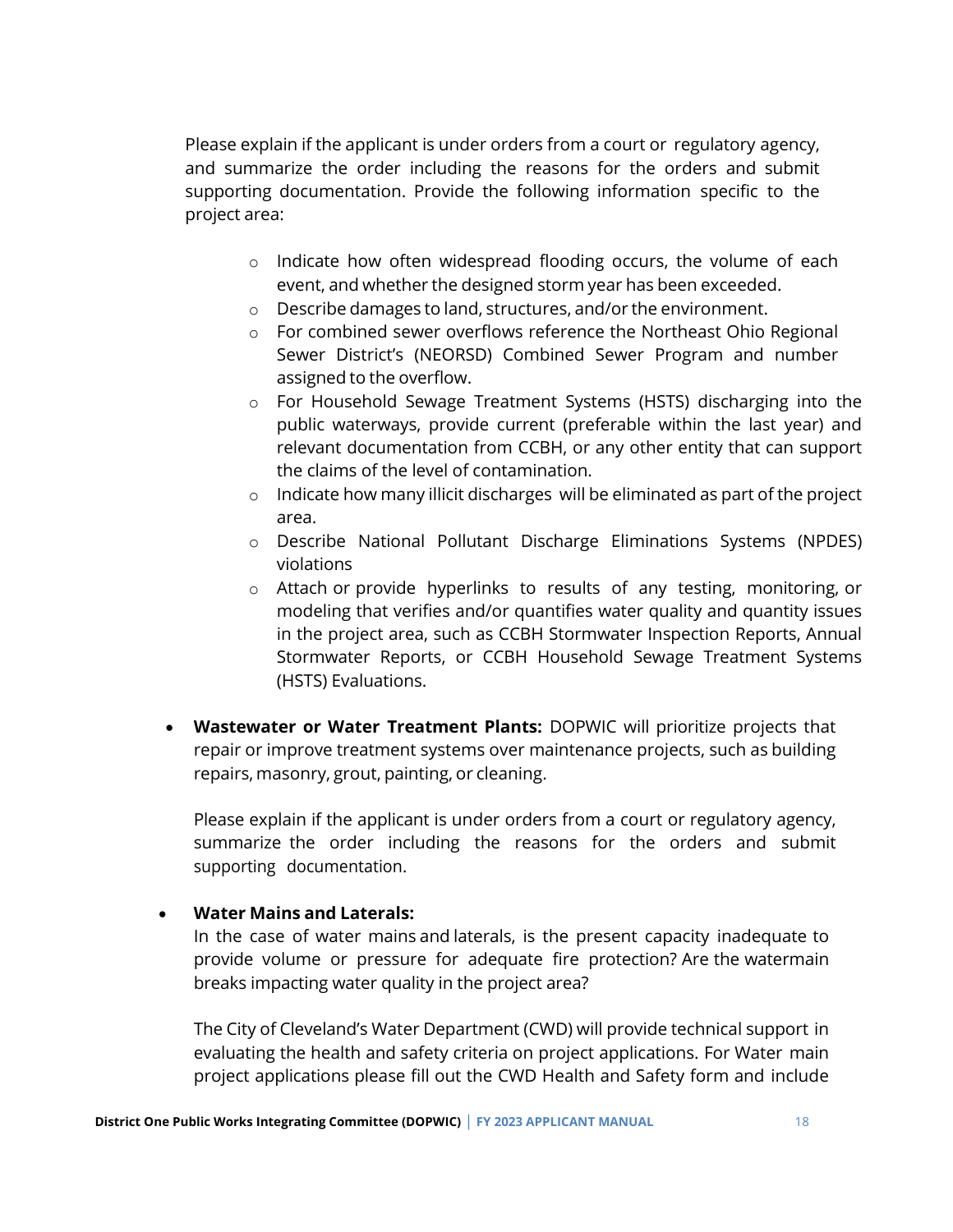Please explain if the applicant is under orders from a court or regulatory agency, and summarize the order including the reasons for the orders and submit supporting documentation. Provide the following information specific to the project area:

- Indicate how often widespread flooding occurs, the volume of each event, and whether the designed storm year has been exceeded.
- Describe damages to land, structures, and/or the environment.
- For combined sewer overflows reference the Northeast Ohio Regional Sewer District's (NEORSD) Combined Sewer Program and number assigned to the overflow.
- For Household Sewage Treatment Systems (HSTS) discharging into the public waterways, provide current (preferable within the last year) and relevant documentation from CCBH, or any other entity that can support the claims of the level of contamination.
- Indicate how many illicit discharges will be eliminated as part of the project area.
- Describe National Pollutant Discharge Eliminations Systems (NPDES) violations
- Attach or provide hyperlinks to results of any testing, monitoring, or modeling that verifies and/or quantifies water quality and quantity issues in the project area, such as CCBH Stormwater Inspection Reports, Annual Stormwater Reports, or CCBH Household Sewage Treatment Systems (HSTS) Evaluations.

- **Wastewater or Water Treatment Plants:** DOPWIC will prioritize projects that repair or improve treatment systems over maintenance projects, such as building repairs, masonry, grout, painting, or cleaning.

  Please explain if the applicant is under orders from a court or regulatory agency, summarize the order including the reasons for the orders and submit supporting documentation.

- **Water Mains and Laterals:**
  In the case of water mains and laterals, is the present capacity inadequate to provide volume or pressure for adequate fire protection? Are the watermain breaks impacting water quality in the project area?

  The City of Cleveland's Water Department (CWD) will provide technical support in evaluating the health and safety criteria on project applications. For Water main project applications please fill out the CWD Health and Safety form and include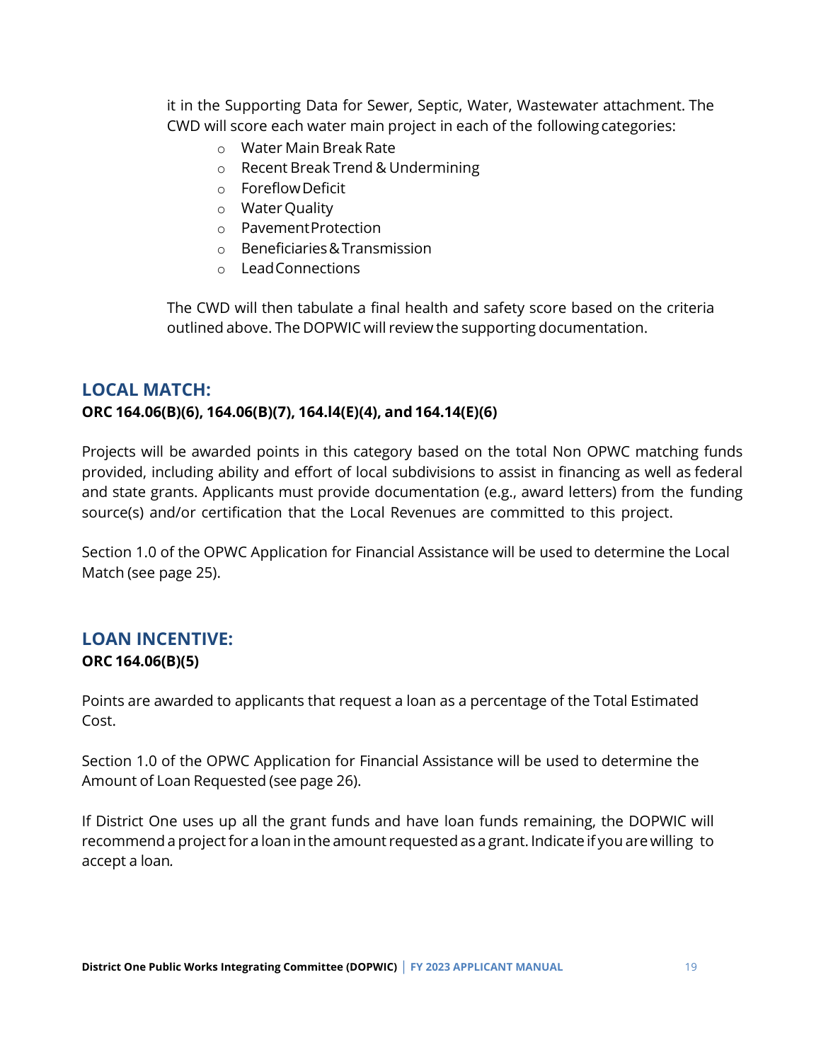it in the Supporting Data for Sewer, Septic, Water, Wastewater attachment. The CWD will score each water main project in each of the following categories:

- Water Main Break Rate
- Recent Break Trend & Undermining
- Foreflow Deficit
- Water Quality
- Pavement Protection
- Beneficiaries & Transmission
- Lead Connections

The CWD will then tabulate a final health and safety score based on the criteria outlined above. The DOPWIC will review the supporting documentation.

## LOCAL MATCH:

**ORC 164.06(B)(6), 164.06(B)(7), 164.l4(E)(4), and 164.14(E)(6)**

Projects will be awarded points in this category based on the total Non OPWC matching funds provided, including ability and effort of local subdivisions to assist in financing as well as federal and state grants. Applicants must provide documentation (e.g., award letters) from the funding source(s) and/or certification that the Local Revenues are committed to this project.

Section 1.0 of the OPWC Application for Financial Assistance will be used to determine the Local Match (see page 25).

## LOAN INCENTIVE:

**ORC 164.06(B)(5)**

Points are awarded to applicants that request a loan as a percentage of the Total Estimated Cost.

Section 1.0 of the OPWC Application for Financial Assistance will be used to determine the Amount of Loan Requested (see page 26).

If District One uses up all the grant funds and have loan funds remaining, the DOPWIC will recommend a project for a loan in the amount requested as a grant. Indicate if you are willing to accept a loan.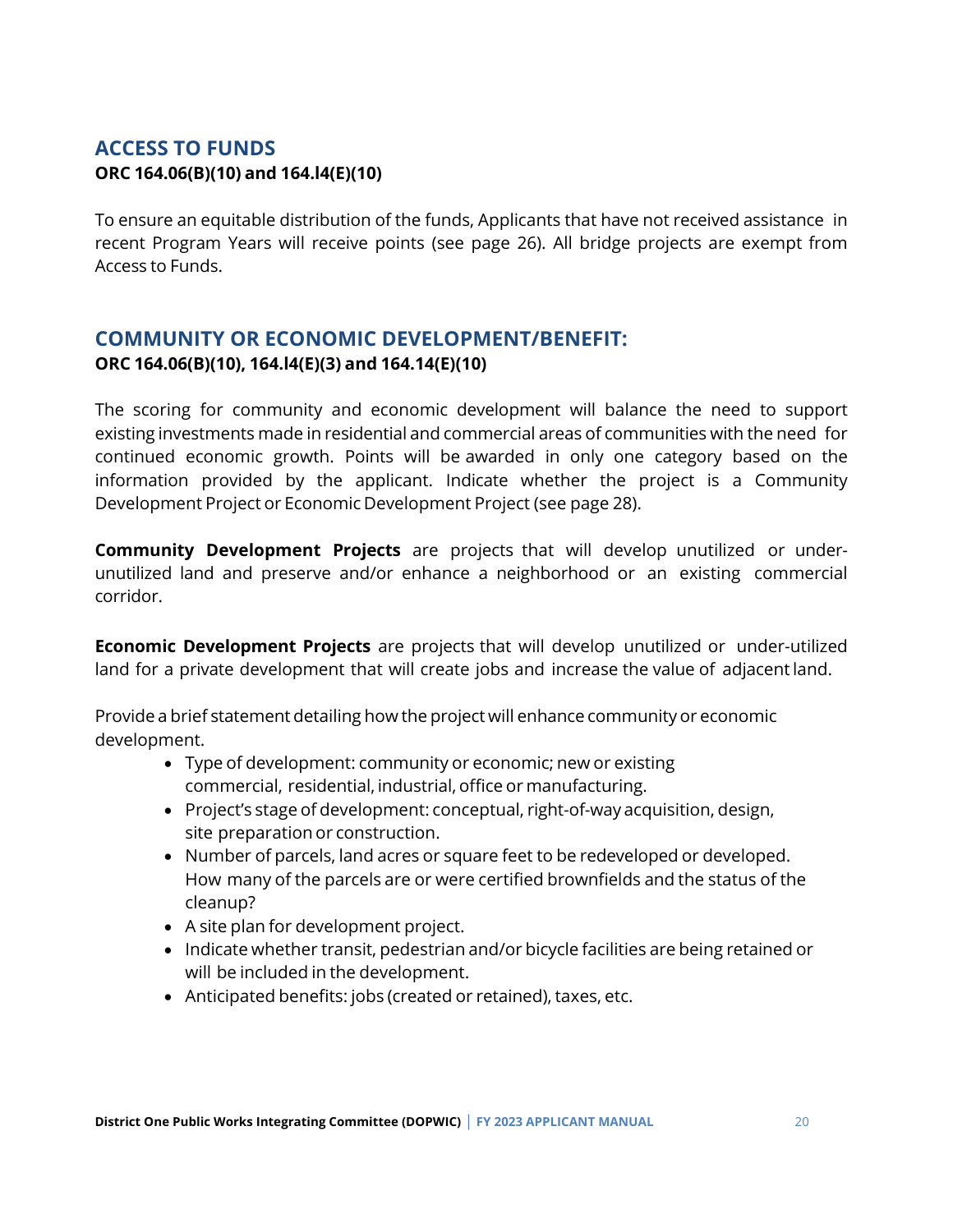## ACCESS TO FUNDS

**ORC 164.06(B)(10) and 164.l4(E)(10)**

To ensure an equitable distribution of the funds, Applicants that have not received assistance in recent Program Years will receive points (see page 26). All bridge projects are exempt from Access to Funds.

## COMMUNITY OR ECONOMIC DEVELOPMENT/BENEFIT:

**ORC 164.06(B)(10), 164.l4(E)(3) and 164.14(E)(10)**

The scoring for community and economic development will balance the need to support existing investments made in residential and commercial areas of communities with the need for continued economic growth. Points will be awarded in only one category based on the information provided by the applicant. Indicate whether the project is a Community Development Project or Economic Development Project (see page 28).

**Community Development Projects** are projects that will develop unutilized or under-unutilized land and preserve and/or enhance a neighborhood or an existing commercial corridor.

**Economic Development Projects** are projects that will develop unutilized or under-utilized land for a private development that will create jobs and increase the value of adjacent land.

Provide a brief statement detailing how the project will enhance community or economic development.

- Type of development: community or economic; new or existing commercial, residential, industrial, office or manufacturing.
- Project's stage of development: conceptual, right-of-way acquisition, design, site preparation or construction.
- Number of parcels, land acres or square feet to be redeveloped or developed. How many of the parcels are or were certified brownfields and the status of the cleanup?
- A site plan for development project.
- Indicate whether transit, pedestrian and/or bicycle facilities are being retained or will be included in the development.
- Anticipated benefits: jobs (created or retained), taxes, etc.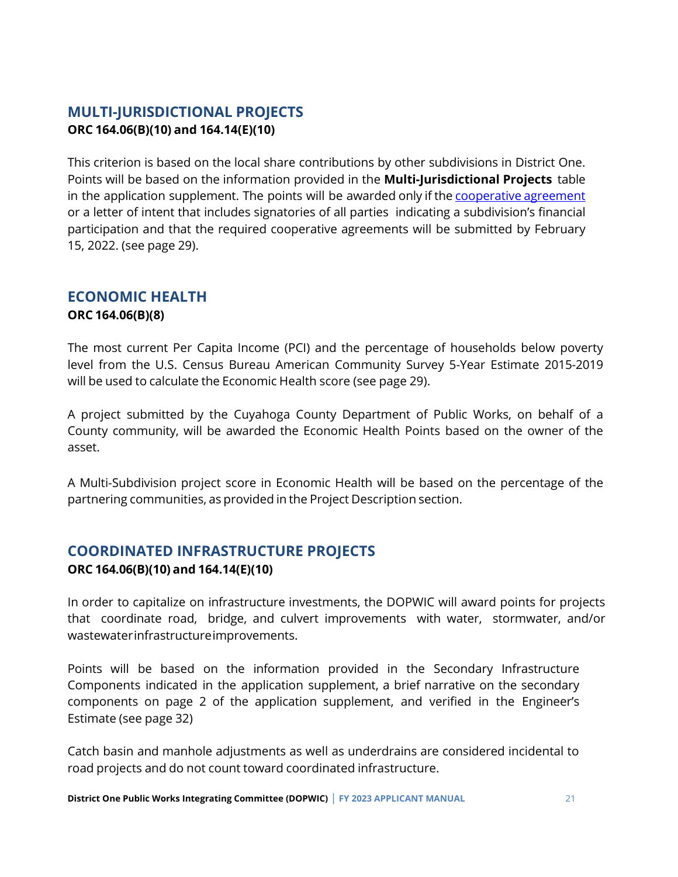## MULTI-JURISDICTIONAL PROJECTS

**ORC 164.06(B)(10) and 164.14(E)(10)**

This criterion is based on the local share contributions by other subdivisions in District One. Points will be based on the information provided in the **Multi-Jurisdictional Projects** table in the application supplement. The points will be awarded only if the cooperative agreement or a letter of intent that includes signatories of all parties indicating a subdivision's financial participation and that the required cooperative agreements will be submitted by February 15, 2022. (see page 29).

## ECONOMIC HEALTH

**ORC 164.06(B)(8)**

The most current Per Capita Income (PCI) and the percentage of households below poverty level from the U.S. Census Bureau American Community Survey 5-Year Estimate 2015-2019 will be used to calculate the Economic Health score (see page 29).

A project submitted by the Cuyahoga County Department of Public Works, on behalf of a County community, will be awarded the Economic Health Points based on the owner of the asset.

A Multi-Subdivision project score in Economic Health will be based on the percentage of the partnering communities, as provided in the Project Description section.

## COORDINATED INFRASTRUCTURE PROJECTS

**ORC 164.06(B)(10) and 164.14(E)(10)**

In order to capitalize on infrastructure investments, the DOPWIC will award points for projects that coordinate road, bridge, and culvert improvements with water, stormwater, and/or wastewater infrastructure improvements.

Points will be based on the information provided in the Secondary Infrastructure Components indicated in the application supplement, a brief narrative on the secondary components on page 2 of the application supplement, and verified in the Engineer's Estimate (see page 32)

Catch basin and manhole adjustments as well as underdrains are considered incidental to road projects and do not count toward coordinated infrastructure.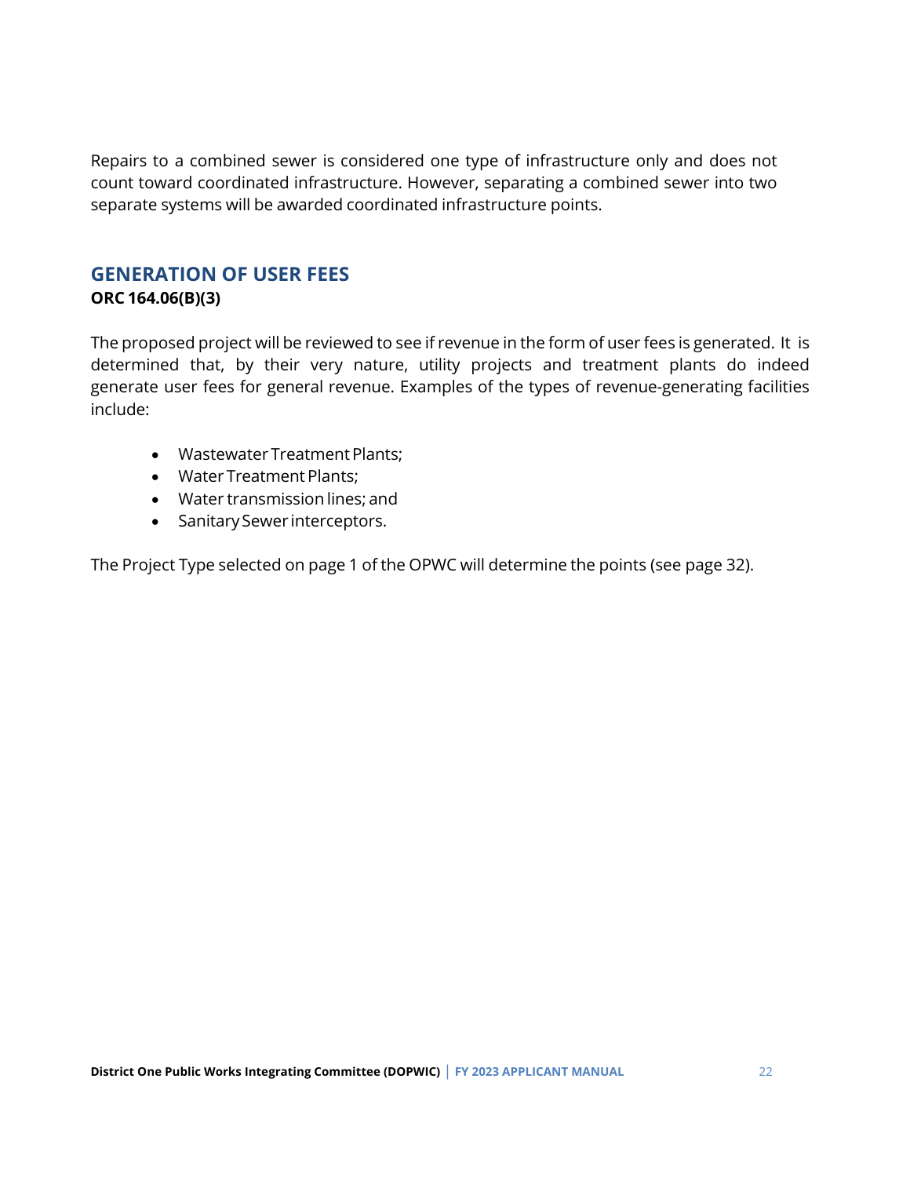Repairs to a combined sewer is considered one type of infrastructure only and does not count toward coordinated infrastructure. However, separating a combined sewer into two separate systems will be awarded coordinated infrastructure points.

## GENERATION OF USER FEES

**ORC 164.06(B)(3)**

The proposed project will be reviewed to see if revenue in the form of user fees is generated. It is determined that, by their very nature, utility projects and treatment plants do indeed generate user fees for general revenue. Examples of the types of revenue-generating facilities include:

- Wastewater Treatment Plants;
- Water Treatment Plants;
- Water transmission lines; and
- Sanitary Sewer interceptors.

The Project Type selected on page 1 of the OPWC will determine the points (see page 32).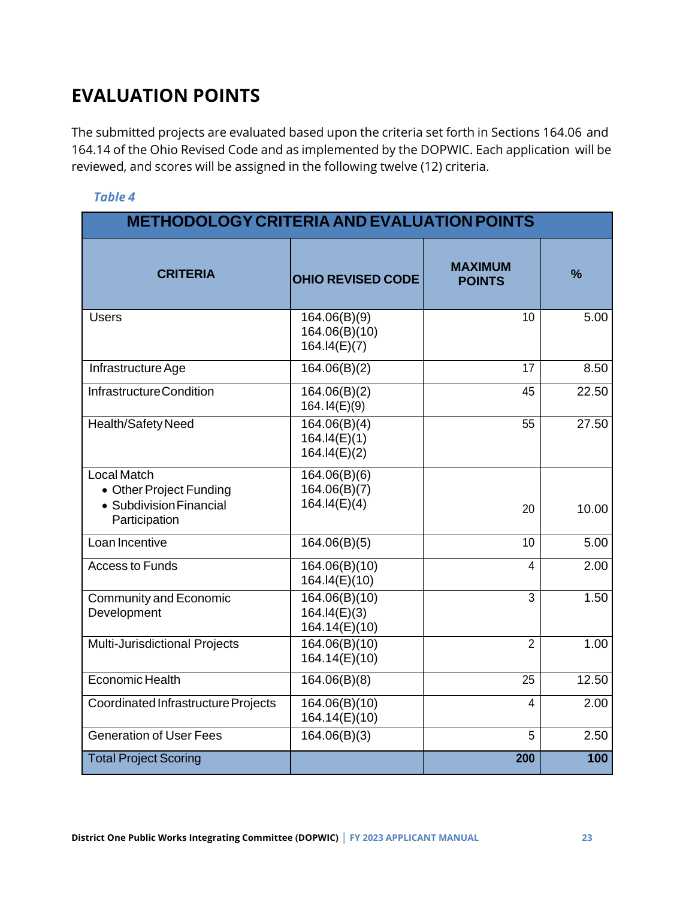# EVALUATION POINTS

The submitted projects are evaluated based upon the criteria set forth in Sections 164.06 and 164.14 of the Ohio Revised Code and as implemented by the DOPWIC. Each application will be reviewed, and scores will be assigned in the following twelve (12) criteria.

*Table 4*

| METHODOLOGY CRITERIA AND EVALUATION POINTS | | | |
|---|---|---|---|
| **CRITERIA** | **OHIO REVISED CODE** | **MAXIMUM POINTS** | **%** |
| Users | 164.06(B)(9)<br>164.06(B)(10)<br>164.l4(E)(7) | 10 | 5.00 |
| Infrastructure Age | 164.06(B)(2) | 17 | 8.50 |
| Infrastructure Condition | 164.06(B)(2)<br>164. l4(E)(9) | 45 | 22.50 |
| Health/Safety Need | 164.06(B)(4)<br>164.l4(E)(1)<br>164.l4(E)(2) | 55 | 27.50 |
| Local Match<br>• Other Project Funding<br>• Subdivision Financial Participation | 164.06(B)(6)<br>164.06(B)(7)<br>164.l4(E)(4) | 20 | 10.00 |
| Loan Incentive | 164.06(B)(5) | 10 | 5.00 |
| Access to Funds | 164.06(B)(10)<br>164.l4(E)(10) | 4 | 2.00 |
| Community and Economic Development | 164.06(B)(10)<br>164.l4(E)(3)<br>164.14(E)(10) | 3 | 1.50 |
| Multi-Jurisdictional Projects | 164.06(B)(10)<br>164.14(E)(10) | 2 | 1.00 |
| Economic Health | 164.06(B)(8) | 25 | 12.50 |
| Coordinated Infrastructure Projects | 164.06(B)(10)<br>164.14(E)(10) | 4 | 2.00 |
| Generation of User Fees | 164.06(B)(3) | 5 | 2.50 |
| Total Project Scoring | | **200** | **100** |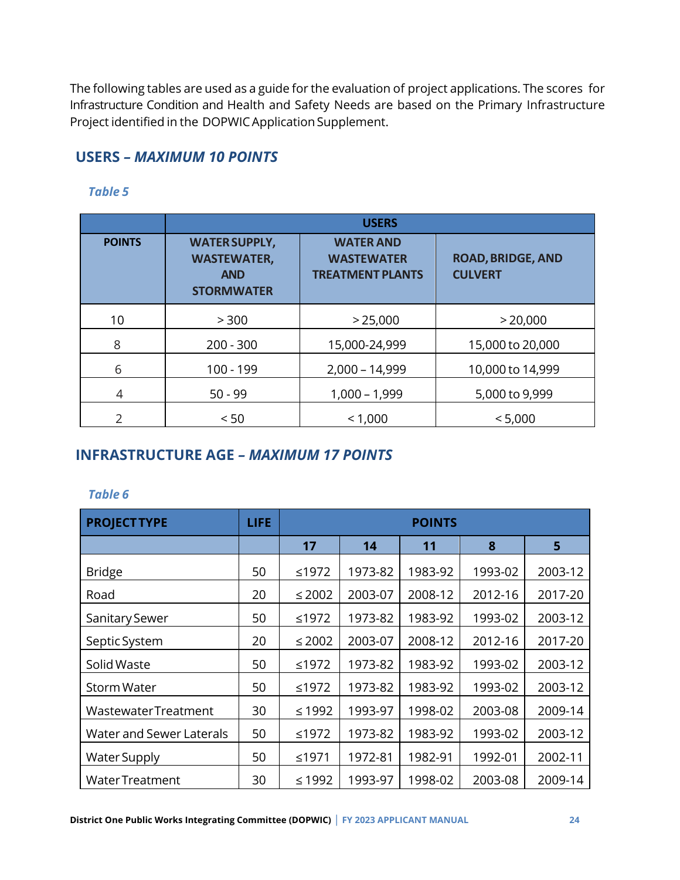The following tables are used as a guide for the evaluation of project applications. The scores for Infrastructure Condition and Health and Safety Needs are based on the Primary Infrastructure Project identified in the DOPWIC Application Supplement.

## USERS – *MAXIMUM 10 POINTS*

*Table 5*

| | USERS | | |
|---|---|---|---|
| **POINTS** | **WATER SUPPLY, WASTEWATER, AND STORMWATER** | **WATER AND WASTEWATER TREATMENT PLANTS** | **ROAD, BRIDGE, AND CULVERT** |
| 10 | > 300 | > 25,000 | > 20,000 |
| 8 | 200 - 300 | 15,000-24,999 | 15,000 to 20,000 |
| 6 | 100 - 199 | 2,000 – 14,999 | 10,000 to 14,999 |
| 4 | 50 - 99 | 1,000 – 1,999 | 5,000 to 9,999 |
| 2 | < 50 | < 1,000 | < 5,000 |

## INFRASTRUCTURE AGE – *MAXIMUM 17 POINTS*

*Table 6*

| PROJECT TYPE | LIFE | POINTS | | | | |
|---|---|---|---|---|---|---|
| | | **17** | **14** | **11** | **8** | **5** |
| Bridge | 50 | ≤1972 | 1973-82 | 1983-92 | 1993-02 | 2003-12 |
| Road | 20 | ≤ 2002 | 2003-07 | 2008-12 | 2012-16 | 2017-20 |
| Sanitary Sewer | 50 | ≤1972 | 1973-82 | 1983-92 | 1993-02 | 2003-12 |
| Septic System | 20 | ≤ 2002 | 2003-07 | 2008-12 | 2012-16 | 2017-20 |
| Solid Waste | 50 | ≤1972 | 1973-82 | 1983-92 | 1993-02 | 2003-12 |
| Storm Water | 50 | ≤1972 | 1973-82 | 1983-92 | 1993-02 | 2003-12 |
| Wastewater Treatment | 30 | ≤ 1992 | 1993-97 | 1998-02 | 2003-08 | 2009-14 |
| Water and Sewer Laterals | 50 | ≤1972 | 1973-82 | 1983-92 | 1993-02 | 2003-12 |
| Water Supply | 50 | ≤1971 | 1972-81 | 1982-91 | 1992-01 | 2002-11 |
| Water Treatment | 30 | ≤ 1992 | 1993-97 | 1998-02 | 2003-08 | 2009-14 |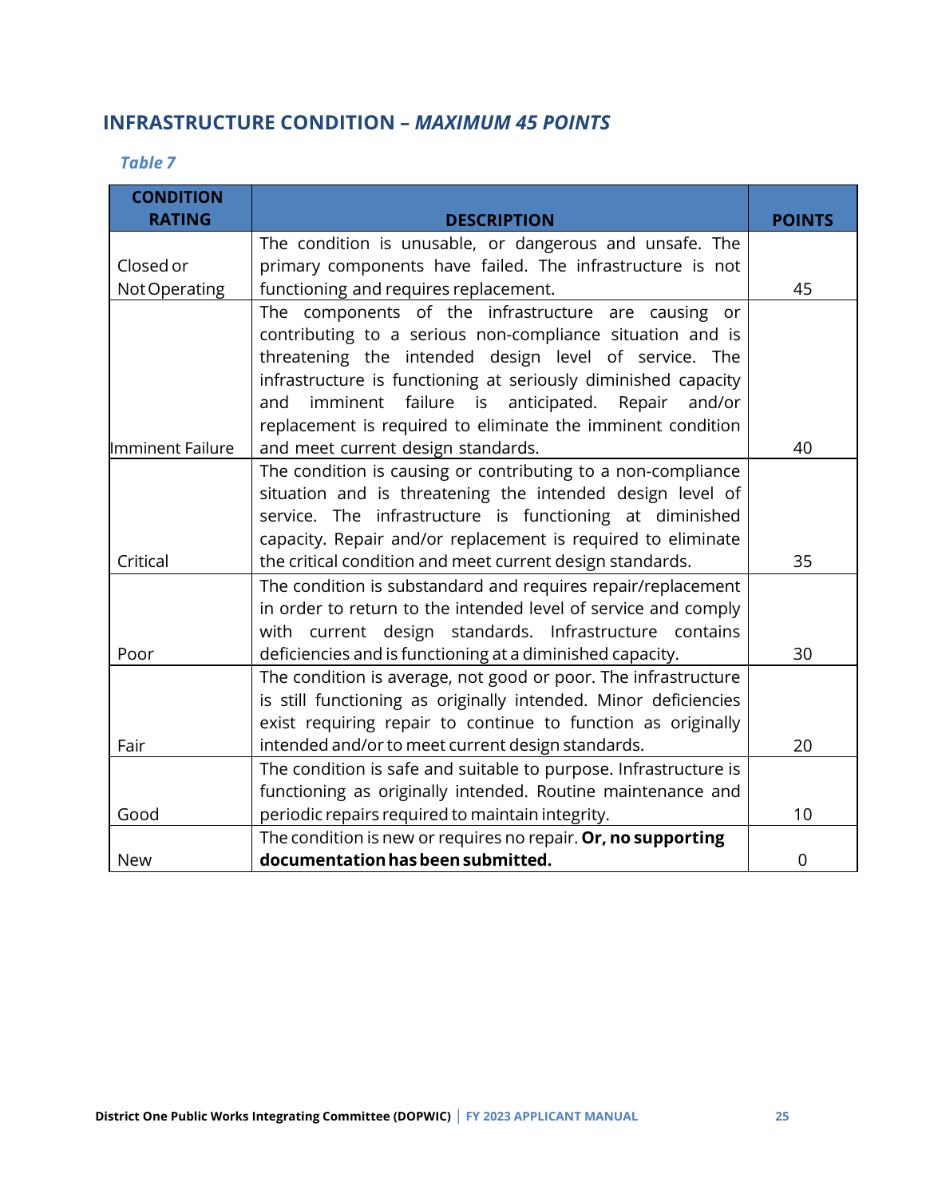## INFRASTRUCTURE CONDITION – *MAXIMUM 45 POINTS*

*Table 7*

| CONDITION RATING | DESCRIPTION | POINTS |
|---|---|---|
| Closed or Not Operating | The condition is unusable, or dangerous and unsafe. The primary components have failed. The infrastructure is not functioning and requires replacement. | 45 |
| Imminent Failure | The components of the infrastructure are causing or contributing to a serious non-compliance situation and is threatening the intended design level of service. The infrastructure is functioning at seriously diminished capacity and imminent failure is anticipated. Repair and/or replacement is required to eliminate the imminent condition and meet current design standards. | 40 |
| Critical | The condition is causing or contributing to a non-compliance situation and is threatening the intended design level of service. The infrastructure is functioning at diminished capacity. Repair and/or replacement is required to eliminate the critical condition and meet current design standards. | 35 |
| Poor | The condition is substandard and requires repair/replacement in order to return to the intended level of service and comply with current design standards. Infrastructure contains deficiencies and is functioning at a diminished capacity. | 30 |
| Fair | The condition is average, not good or poor. The infrastructure is still functioning as originally intended. Minor deficiencies exist requiring repair to continue to function as originally intended and/or to meet current design standards. | 20 |
| Good | The condition is safe and suitable to purpose. Infrastructure is functioning as originally intended. Routine maintenance and periodic repairs required to maintain integrity. | 10 |
| New | The condition is new or requires no repair. **Or, no supporting documentation has been submitted.** | 0 |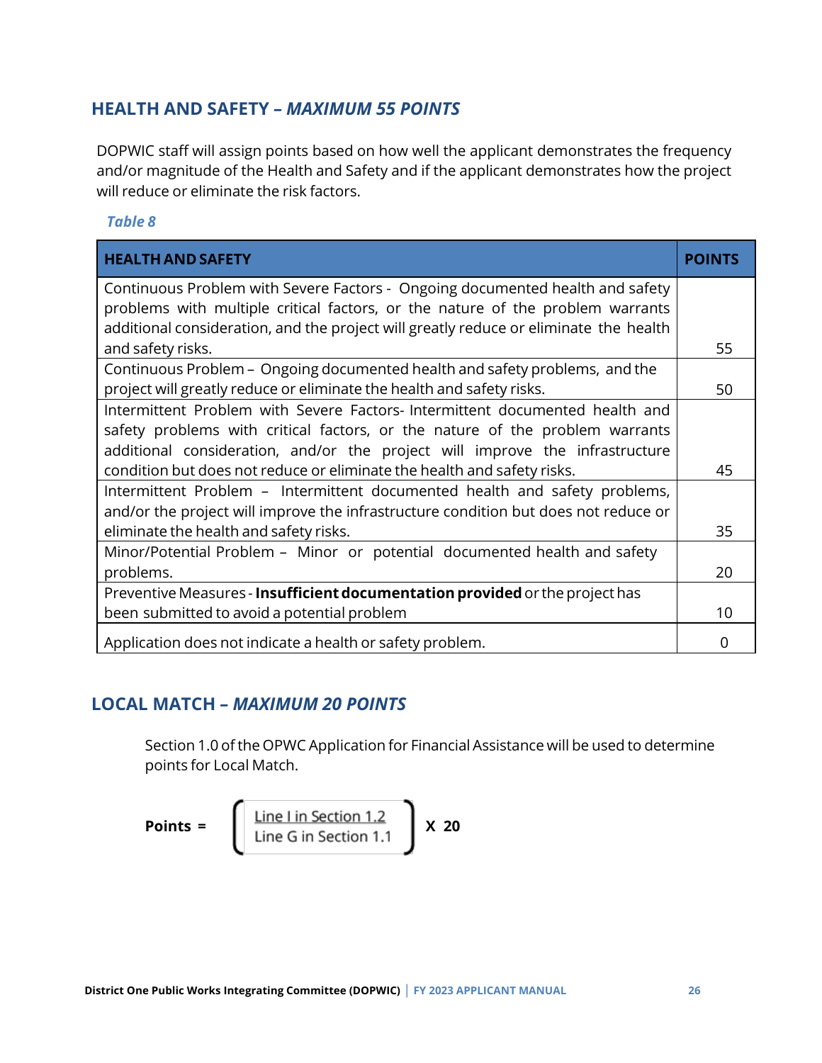## HEALTH AND SAFETY – *MAXIMUM 55 POINTS*

DOPWIC staff will assign points based on how well the applicant demonstrates the frequency and/or magnitude of the Health and Safety and if the applicant demonstrates how the project will reduce or eliminate the risk factors.

*Table 8*

| HEALTH AND SAFETY | POINTS |
|---|---|
| Continuous Problem with Severe Factors - Ongoing documented health and safety problems with multiple critical factors, or the nature of the problem warrants additional consideration, and the project will greatly reduce or eliminate the health and safety risks. | 55 |
| Continuous Problem – Ongoing documented health and safety problems, and the project will greatly reduce or eliminate the health and safety risks. | 50 |
| Intermittent Problem with Severe Factors- Intermittent documented health and safety problems with critical factors, or the nature of the problem warrants additional consideration, and/or the project will improve the infrastructure condition but does not reduce or eliminate the health and safety risks. | 45 |
| Intermittent Problem – Intermittent documented health and safety problems, and/or the project will improve the infrastructure condition but does not reduce or eliminate the health and safety risks. | 35 |
| Minor/Potential Problem – Minor or potential documented health and safety problems. | 20 |
| Preventive Measures - **Insufficient documentation provided** or the project has been submitted to avoid a potential problem | 10 |
| Application does not indicate a health or safety problem. | 0 |

## LOCAL MATCH – *MAXIMUM 20 POINTS*

Section 1.0 of the OPWC Application for Financial Assistance will be used to determine points for Local Match.

$$\textbf{Points} = \left( \frac{\text{Line I in Section 1.2}}{\text{Line G in Section 1.1}} \right) \times 20$$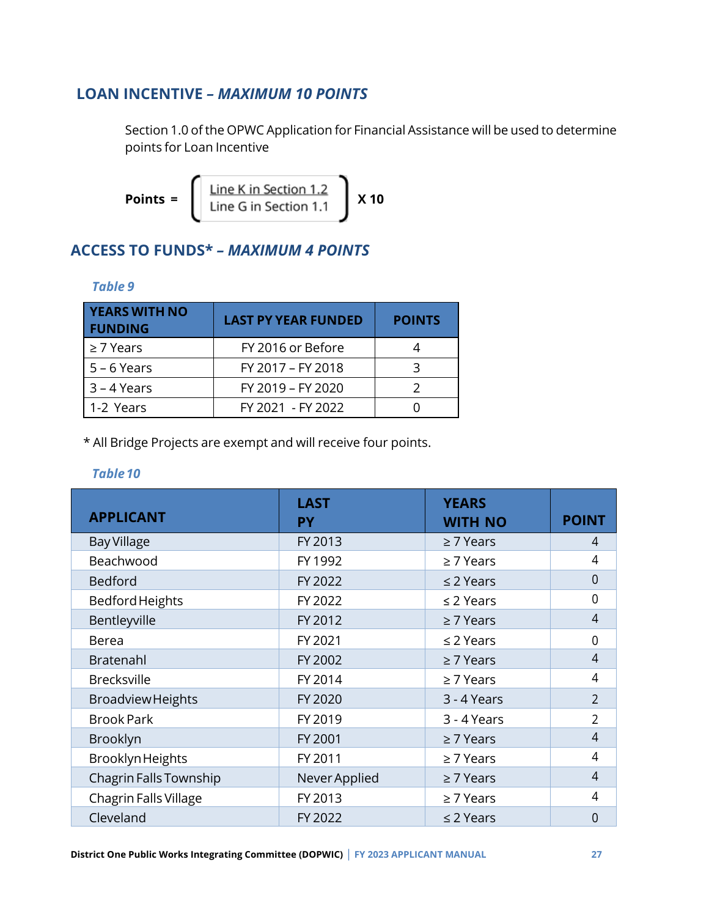## LOAN INCENTIVE – *MAXIMUM 10 POINTS*

Section 1.0 of the OPWC Application for Financial Assistance will be used to determine points for Loan Incentive

$$\textbf{Points} = \left( \frac{\text{Line K in Section 1.2}}{\text{Line G in Section 1.1}} \right) \textbf{X 10}$$

## ACCESS TO FUNDS* – *MAXIMUM 4 POINTS*

*Table 9*

| YEARS WITH NO FUNDING | LAST PY YEAR FUNDED | POINTS |
|---|---|---|
| ≥ 7 Years | FY 2016 or Before | 4 |
| 5 – 6 Years | FY 2017 – FY 2018 | 3 |
| 3 – 4 Years | FY 2019 – FY 2020 | 2 |
| 1-2 Years | FY 2021 - FY 2022 | 0 |

* All Bridge Projects are exempt and will receive four points.

*Table 10*

| APPLICANT | LAST PY | YEARS WITH NO | POINT |
|---|---|---|---|
| Bay Village | FY 2013 | ≥ 7 Years | 4 |
| Beachwood | FY 1992 | ≥ 7 Years | 4 |
| Bedford | FY 2022 | ≤ 2 Years | 0 |
| Bedford Heights | FY 2022 | ≤ 2 Years | 0 |
| Bentleyville | FY 2012 | ≥ 7 Years | 4 |
| Berea | FY 2021 | ≤ 2 Years | 0 |
| Bratenahl | FY 2002 | ≥ 7 Years | 4 |
| Brecksville | FY 2014 | ≥ 7 Years | 4 |
| Broadview Heights | FY 2020 | 3 - 4 Years | 2 |
| Brook Park | FY 2019 | 3 - 4 Years | 2 |
| Brooklyn | FY 2001 | ≥ 7 Years | 4 |
| Brooklyn Heights | FY 2011 | ≥ 7 Years | 4 |
| Chagrin Falls Township | Never Applied | ≥ 7 Years | 4 |
| Chagrin Falls Village | FY 2013 | ≥ 7 Years | 4 |
| Cleveland | FY 2022 | ≤ 2 Years | 0 |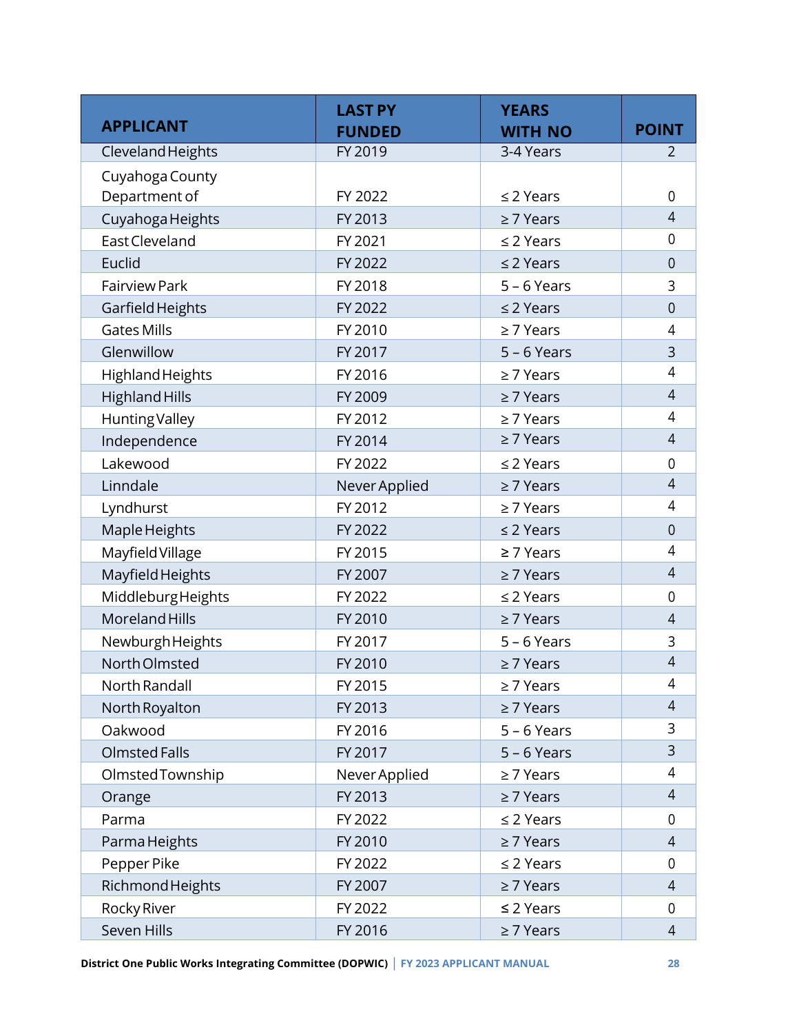| APPLICANT | LAST PY FUNDED | YEARS WITH NO | POINT |
|---|---|---|---|
| Cleveland Heights | FY 2019 | 3-4 Years | 2 |
| Cuyahoga County Department of | FY 2022 | ≤ 2 Years | 0 |
| Cuyahoga Heights | FY 2013 | ≥ 7 Years | 4 |
| East Cleveland | FY 2021 | ≤ 2 Years | 0 |
| Euclid | FY 2022 | ≤ 2 Years | 0 |
| Fairview Park | FY 2018 | 5 – 6 Years | 3 |
| Garfield Heights | FY 2022 | ≤ 2 Years | 0 |
| Gates Mills | FY 2010 | ≥ 7 Years | 4 |
| Glenwillow | FY 2017 | 5 – 6 Years | 3 |
| Highland Heights | FY 2016 | ≥ 7 Years | 4 |
| Highland Hills | FY 2009 | ≥ 7 Years | 4 |
| Hunting Valley | FY 2012 | ≥ 7 Years | 4 |
| Independence | FY 2014 | ≥ 7 Years | 4 |
| Lakewood | FY 2022 | ≤ 2 Years | 0 |
| Linndale | Never Applied | ≥ 7 Years | 4 |
| Lyndhurst | FY 2012 | ≥ 7 Years | 4 |
| Maple Heights | FY 2022 | ≤ 2 Years | 0 |
| Mayfield Village | FY 2015 | ≥ 7 Years | 4 |
| Mayfield Heights | FY 2007 | ≥ 7 Years | 4 |
| Middleburg Heights | FY 2022 | ≤ 2 Years | 0 |
| Moreland Hills | FY 2010 | ≥ 7 Years | 4 |
| Newburgh Heights | FY 2017 | 5 – 6 Years | 3 |
| North Olmsted | FY 2010 | ≥ 7 Years | 4 |
| North Randall | FY 2015 | ≥ 7 Years | 4 |
| North Royalton | FY 2013 | ≥ 7 Years | 4 |
| Oakwood | FY 2016 | 5 – 6 Years | 3 |
| Olmsted Falls | FY 2017 | 5 – 6 Years | 3 |
| Olmsted Township | Never Applied | ≥ 7 Years | 4 |
| Orange | FY 2013 | ≥ 7 Years | 4 |
| Parma | FY 2022 | ≤ 2 Years | 0 |
| Parma Heights | FY 2010 | ≥ 7 Years | 4 |
| Pepper Pike | FY 2022 | ≤ 2 Years | 0 |
| Richmond Heights | FY 2007 | ≥ 7 Years | 4 |
| Rocky River | FY 2022 | ≤ 2 Years | 0 |
| Seven Hills | FY 2016 | ≥ 7 Years | 4 |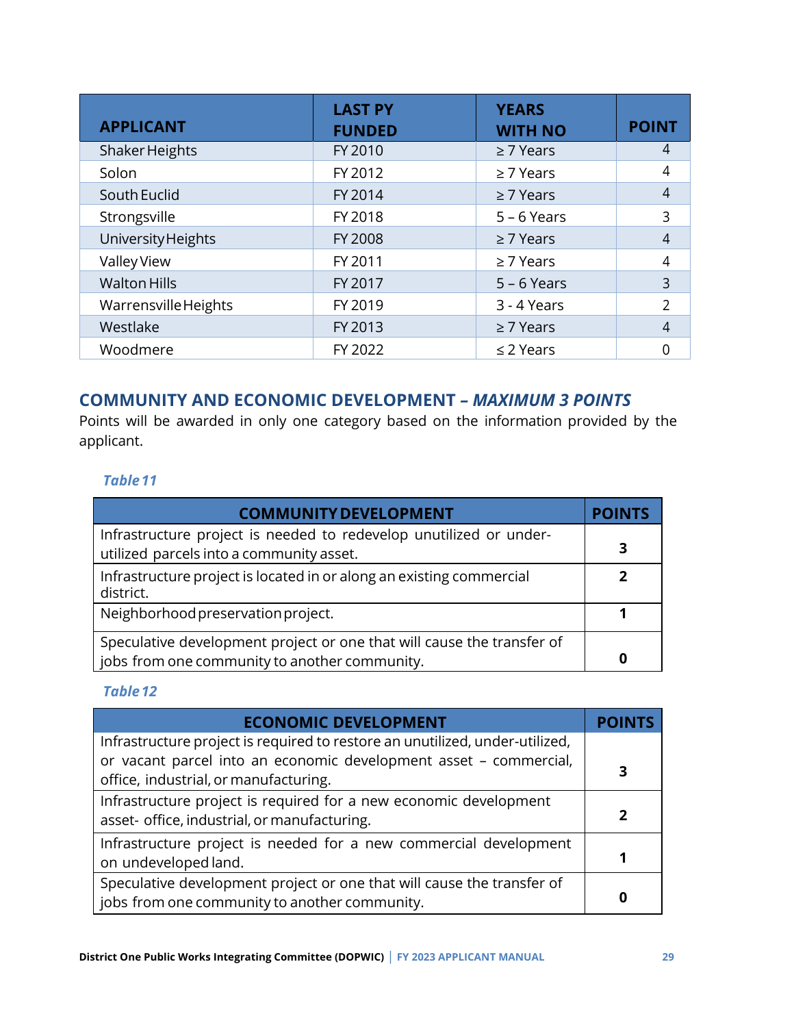| APPLICANT | LAST PY FUNDED | YEARS WITH NO | POINT |
|---|---|---|---|
| Shaker Heights | FY 2010 | ≥ 7 Years | 4 |
| Solon | FY 2012 | ≥ 7 Years | 4 |
| South Euclid | FY 2014 | ≥ 7 Years | 4 |
| Strongsville | FY 2018 | 5 – 6 Years | 3 |
| University Heights | FY 2008 | ≥ 7 Years | 4 |
| Valley View | FY 2011 | ≥ 7 Years | 4 |
| Walton Hills | FY 2017 | 5 – 6 Years | 3 |
| Warrensville Heights | FY 2019 | 3 - 4 Years | 2 |
| Westlake | FY 2013 | ≥ 7 Years | 4 |
| Woodmere | FY 2022 | ≤ 2 Years | 0 |

## COMMUNITY AND ECONOMIC DEVELOPMENT – *MAXIMUM 3 POINTS*

Points will be awarded in only one category based on the information provided by the applicant.

*Table 11*

| COMMUNITY DEVELOPMENT | POINTS |
|---|---|
| Infrastructure project is needed to redevelop unutilized or under-utilized parcels into a community asset. | **3** |
| Infrastructure project is located in or along an existing commercial district. | **2** |
| Neighborhood preservation project. | **1** |
| Speculative development project or one that will cause the transfer of jobs from one community to another community. | **0** |

*Table 12*

| ECONOMIC DEVELOPMENT | POINTS |
|---|---|
| Infrastructure project is required to restore an unutilized, under-utilized, or vacant parcel into an economic development asset – commercial, office, industrial, or manufacturing. | **3** |
| Infrastructure project is required for a new economic development asset- office, industrial, or manufacturing. | **2** |
| Infrastructure project is needed for a new commercial development on undeveloped land. | **1** |
| Speculative development project or one that will cause the transfer of jobs from one community to another community. | **0** |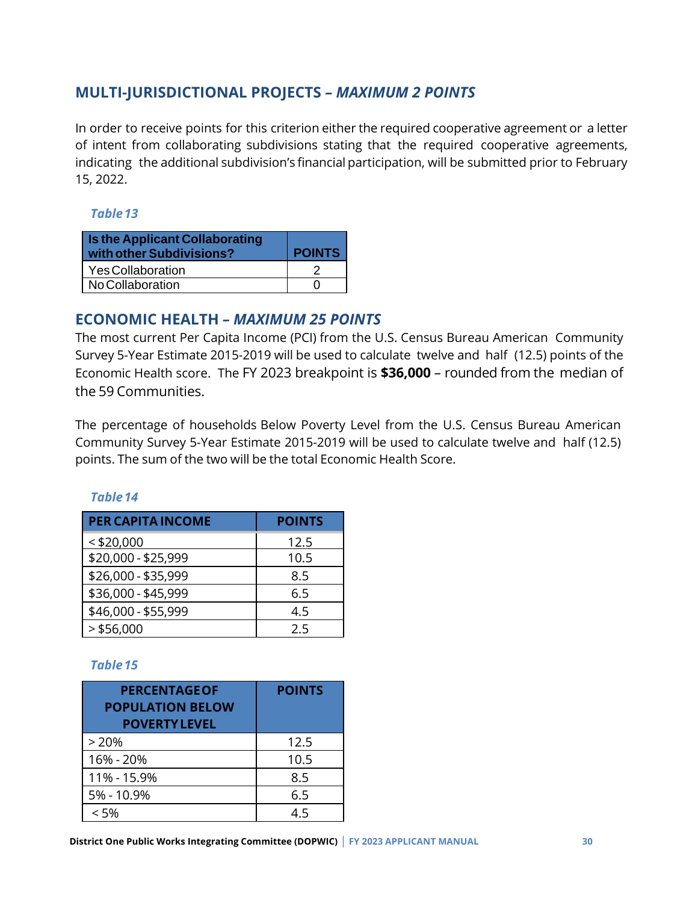## MULTI-JURISDICTIONAL PROJECTS – *MAXIMUM 2 POINTS*

In order to receive points for this criterion either the required cooperative agreement or a letter of intent from collaborating subdivisions stating that the required cooperative agreements, indicating the additional subdivision's financial participation, will be submitted prior to February 15, 2022.

*Table 13*

| Is the Applicant Collaborating with other Subdivisions? | POINTS |
|---|---|
| Yes Collaboration | 2 |
| No Collaboration | 0 |

## ECONOMIC HEALTH – *MAXIMUM 25 POINTS*

The most current Per Capita Income (PCI) from the U.S. Census Bureau American Community Survey 5-Year Estimate 2015-2019 will be used to calculate twelve and half (12.5) points of the Economic Health score. The FY 2023 breakpoint is **$36,000** – rounded from the median of the 59 Communities.

The percentage of households Below Poverty Level from the U.S. Census Bureau American Community Survey 5-Year Estimate 2015-2019 will be used to calculate twelve and half (12.5) points. The sum of the two will be the total Economic Health Score.

*Table 14*

| PER CAPITA INCOME | POINTS |
|---|---|
| < $20,000 | 12.5 |
| $20,000 - $25,999 | 10.5 |
| $26,000 - $35,999 | 8.5 |
| $36,000 - $45,999 | 6.5 |
| $46,000 - $55,999 | 4.5 |
| > $56,000 | 2.5 |

*Table 15*

| PERCENTAGE OF POPULATION BELOW POVERTY LEVEL | POINTS |
|---|---|
| > 20% | 12.5 |
| 16% - 20% | 10.5 |
| 11% - 15.9% | 8.5 |
| 5% - 10.9% | 6.5 |
| < 5% | 4.5 |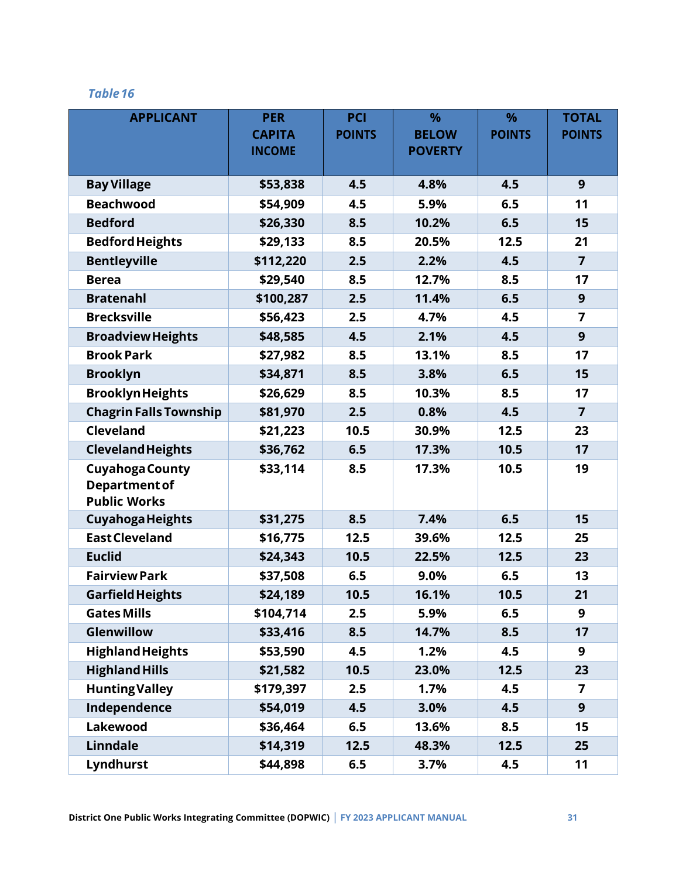*Table 16*

| APPLICANT | PER CAPITA INCOME | PCI POINTS | % BELOW POVERTY | % POINTS | TOTAL POINTS |
|---|---|---|---|---|---|
| Bay Village | $53,838 | 4.5 | 4.8% | 4.5 | 9 |
| Beachwood | $54,909 | 4.5 | 5.9% | 6.5 | 11 |
| Bedford | $26,330 | 8.5 | 10.2% | 6.5 | 15 |
| Bedford Heights | $29,133 | 8.5 | 20.5% | 12.5 | 21 |
| Bentleyville | $112,220 | 2.5 | 2.2% | 4.5 | 7 |
| Berea | $29,540 | 8.5 | 12.7% | 8.5 | 17 |
| Bratenahl | $100,287 | 2.5 | 11.4% | 6.5 | 9 |
| Brecksville | $56,423 | 2.5 | 4.7% | 4.5 | 7 |
| Broadview Heights | $48,585 | 4.5 | 2.1% | 4.5 | 9 |
| Brook Park | $27,982 | 8.5 | 13.1% | 8.5 | 17 |
| Brooklyn | $34,871 | 8.5 | 3.8% | 6.5 | 15 |
| Brooklyn Heights | $26,629 | 8.5 | 10.3% | 8.5 | 17 |
| Chagrin Falls Township | $81,970 | 2.5 | 0.8% | 4.5 | 7 |
| Cleveland | $21,223 | 10.5 | 30.9% | 12.5 | 23 |
| Cleveland Heights | $36,762 | 6.5 | 17.3% | 10.5 | 17 |
| Cuyahoga County Department of Public Works | $33,114 | 8.5 | 17.3% | 10.5 | 19 |
| Cuyahoga Heights | $31,275 | 8.5 | 7.4% | 6.5 | 15 |
| East Cleveland | $16,775 | 12.5 | 39.6% | 12.5 | 25 |
| Euclid | $24,343 | 10.5 | 22.5% | 12.5 | 23 |
| Fairview Park | $37,508 | 6.5 | 9.0% | 6.5 | 13 |
| Garfield Heights | $24,189 | 10.5 | 16.1% | 10.5 | 21 |
| Gates Mills | $104,714 | 2.5 | 5.9% | 6.5 | 9 |
| Glenwillow | $33,416 | 8.5 | 14.7% | 8.5 | 17 |
| Highland Heights | $53,590 | 4.5 | 1.2% | 4.5 | 9 |
| Highland Hills | $21,582 | 10.5 | 23.0% | 12.5 | 23 |
| Hunting Valley | $179,397 | 2.5 | 1.7% | 4.5 | 7 |
| Independence | $54,019 | 4.5 | 3.0% | 4.5 | 9 |
| Lakewood | $36,464 | 6.5 | 13.6% | 8.5 | 15 |
| Linndale | $14,319 | 12.5 | 48.3% | 12.5 | 25 |
| Lyndhurst | $44,898 | 6.5 | 3.7% | 4.5 | 11 |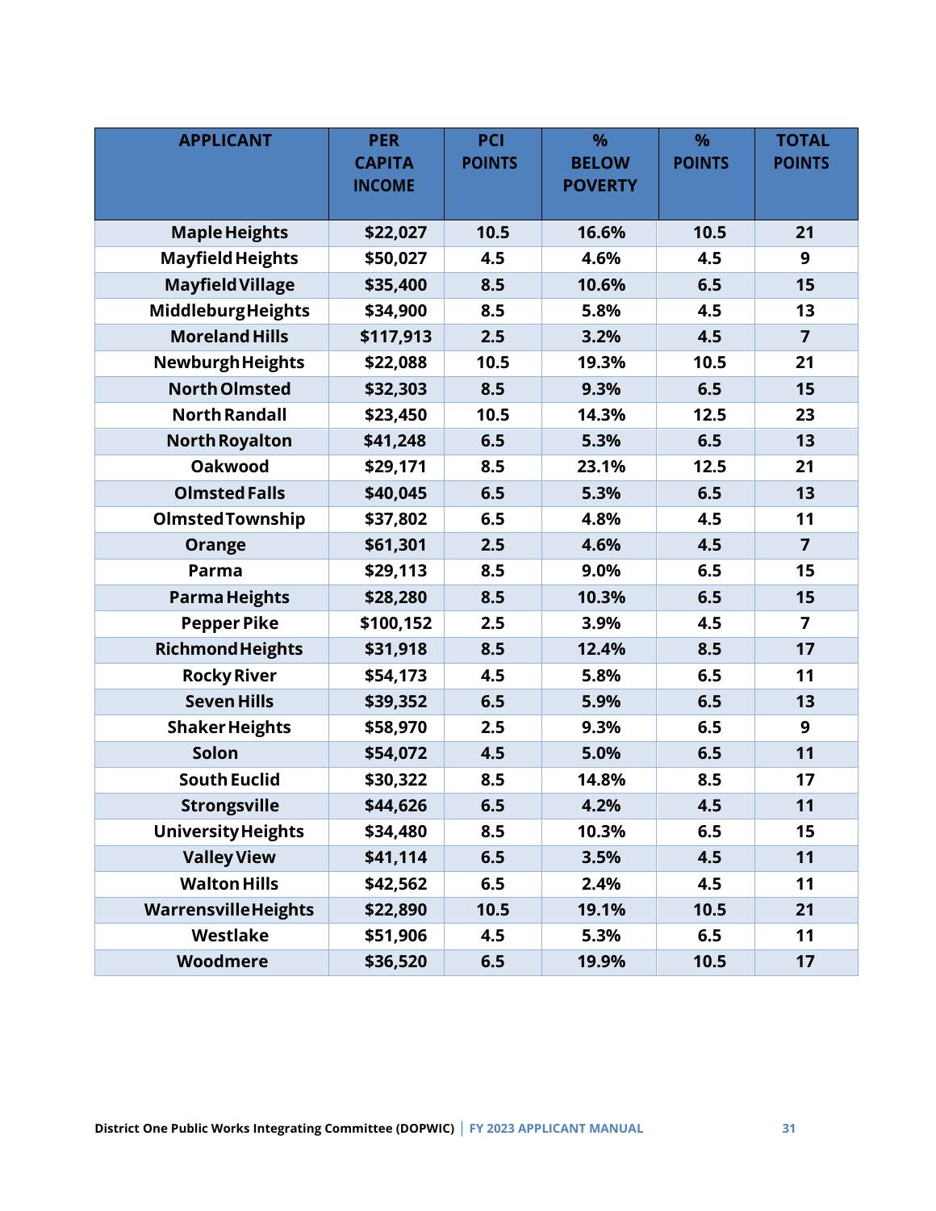| APPLICANT | PER CAPITA INCOME | PCI POINTS | % BELOW POVERTY | % POINTS | TOTAL POINTS |
|---|---|---|---|---|---|
| Maple Heights | $22,027 | 10.5 | 16.6% | 10.5 | 21 |
| Mayfield Heights | $50,027 | 4.5 | 4.6% | 4.5 | 9 |
| Mayfield Village | $35,400 | 8.5 | 10.6% | 6.5 | 15 |
| Middleburg Heights | $34,900 | 8.5 | 5.8% | 4.5 | 13 |
| Moreland Hills | $117,913 | 2.5 | 3.2% | 4.5 | 7 |
| Newburgh Heights | $22,088 | 10.5 | 19.3% | 10.5 | 21 |
| North Olmsted | $32,303 | 8.5 | 9.3% | 6.5 | 15 |
| North Randall | $23,450 | 10.5 | 14.3% | 12.5 | 23 |
| North Royalton | $41,248 | 6.5 | 5.3% | 6.5 | 13 |
| Oakwood | $29,171 | 8.5 | 23.1% | 12.5 | 21 |
| Olmsted Falls | $40,045 | 6.5 | 5.3% | 6.5 | 13 |
| Olmsted Township | $37,802 | 6.5 | 4.8% | 4.5 | 11 |
| Orange | $61,301 | 2.5 | 4.6% | 4.5 | 7 |
| Parma | $29,113 | 8.5 | 9.0% | 6.5 | 15 |
| Parma Heights | $28,280 | 8.5 | 10.3% | 6.5 | 15 |
| Pepper Pike | $100,152 | 2.5 | 3.9% | 4.5 | 7 |
| Richmond Heights | $31,918 | 8.5 | 12.4% | 8.5 | 17 |
| Rocky River | $54,173 | 4.5 | 5.8% | 6.5 | 11 |
| Seven Hills | $39,352 | 6.5 | 5.9% | 6.5 | 13 |
| Shaker Heights | $58,970 | 2.5 | 9.3% | 6.5 | 9 |
| Solon | $54,072 | 4.5 | 5.0% | 6.5 | 11 |
| South Euclid | $30,322 | 8.5 | 14.8% | 8.5 | 17 |
| Strongsville | $44,626 | 6.5 | 4.2% | 4.5 | 11 |
| University Heights | $34,480 | 8.5 | 10.3% | 6.5 | 15 |
| Valley View | $41,114 | 6.5 | 3.5% | 4.5 | 11 |
| Walton Hills | $42,562 | 6.5 | 2.4% | 4.5 | 11 |
| Warrensville Heights | $22,890 | 10.5 | 19.1% | 10.5 | 21 |
| Westlake | $51,906 | 4.5 | 5.3% | 6.5 | 11 |
| Woodmere | $36,520 | 6.5 | 19.9% | 10.5 | 17 |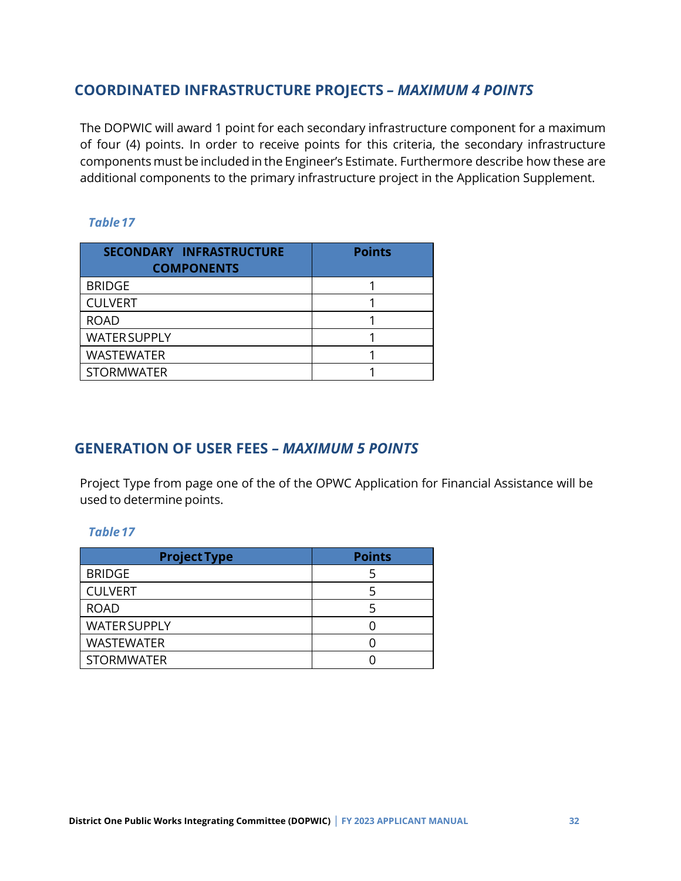## COORDINATED INFRASTRUCTURE PROJECTS – *MAXIMUM 4 POINTS*

The DOPWIC will award 1 point for each secondary infrastructure component for a maximum of four (4) points. In order to receive points for this criteria, the secondary infrastructure components must be included in the Engineer's Estimate. Furthermore describe how these are additional components to the primary infrastructure project in the Application Supplement.

*Table 17*

| SECONDARY INFRASTRUCTURE COMPONENTS | Points |
|---|---|
| BRIDGE | 1 |
| CULVERT | 1 |
| ROAD | 1 |
| WATER SUPPLY | 1 |
| WASTEWATER | 1 |
| STORMWATER | 1 |

## GENERATION OF USER FEES – *MAXIMUM 5 POINTS*

Project Type from page one of the of the OPWC Application for Financial Assistance will be used to determine points.

*Table 17*

| Project Type | Points |
|---|---|
| BRIDGE | 5 |
| CULVERT | 5 |
| ROAD | 5 |
| WATER SUPPLY | 0 |
| WASTEWATER | 0 |
| STORMWATER | 0 |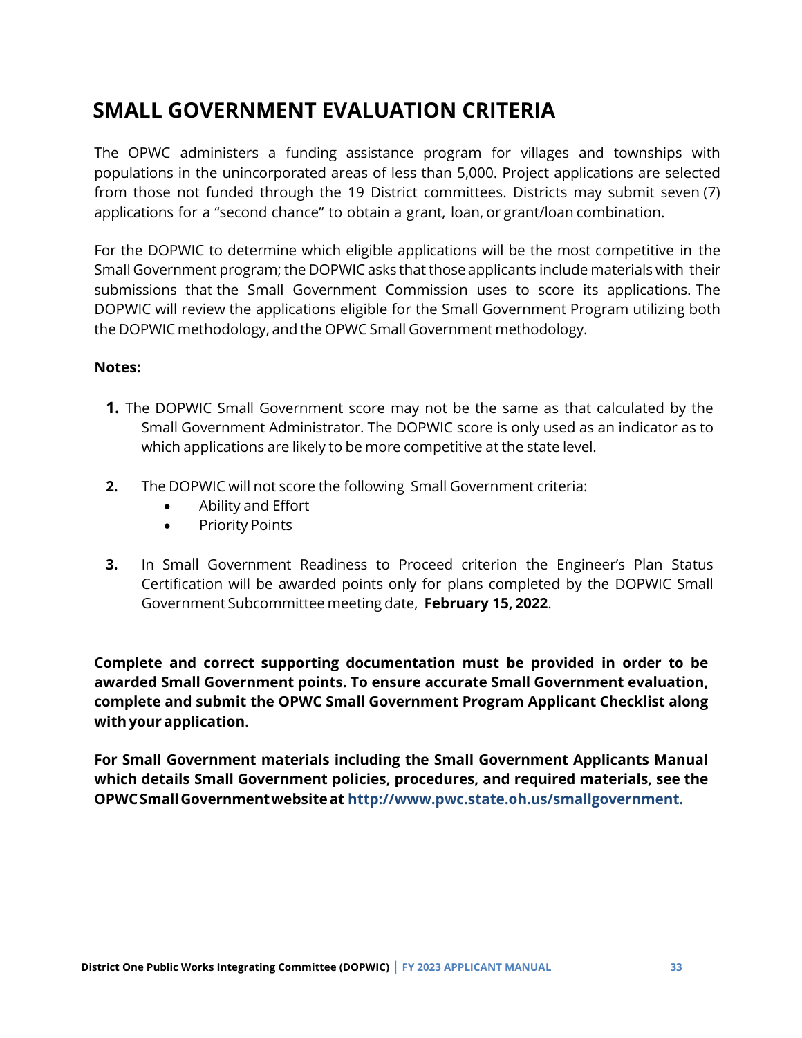# SMALL GOVERNMENT EVALUATION CRITERIA

The OPWC administers a funding assistance program for villages and townships with populations in the unincorporated areas of less than 5,000. Project applications are selected from those not funded through the 19 District committees. Districts may submit seven (7) applications for a "second chance" to obtain a grant, loan, or grant/loan combination.

For the DOPWIC to determine which eligible applications will be the most competitive in the Small Government program; the DOPWIC asks that those applicants include materials with their submissions that the Small Government Commission uses to score its applications. The DOPWIC will review the applications eligible for the Small Government Program utilizing both the DOPWIC methodology, and the OPWC Small Government methodology.

**Notes:**

1. The DOPWIC Small Government score may not be the same as that calculated by the Small Government Administrator. The DOPWIC score is only used as an indicator as to which applications are likely to be more competitive at the state level.
2. The DOPWIC will not score the following Small Government criteria:
   - Ability and Effort
   - Priority Points
3. In Small Government Readiness to Proceed criterion the Engineer's Plan Status Certification will be awarded points only for plans completed by the DOPWIC Small Government Subcommittee meeting date, **February 15, 2022**.

**Complete and correct supporting documentation must be provided in order to be awarded Small Government points. To ensure accurate Small Government evaluation, complete and submit the OPWC Small Government Program Applicant Checklist along with your application.**

**For Small Government materials including the Small Government Applicants Manual which details Small Government policies, procedures, and required materials, see the OPWC Small Government website at http://www.pwc.state.oh.us/smallgovernment.**